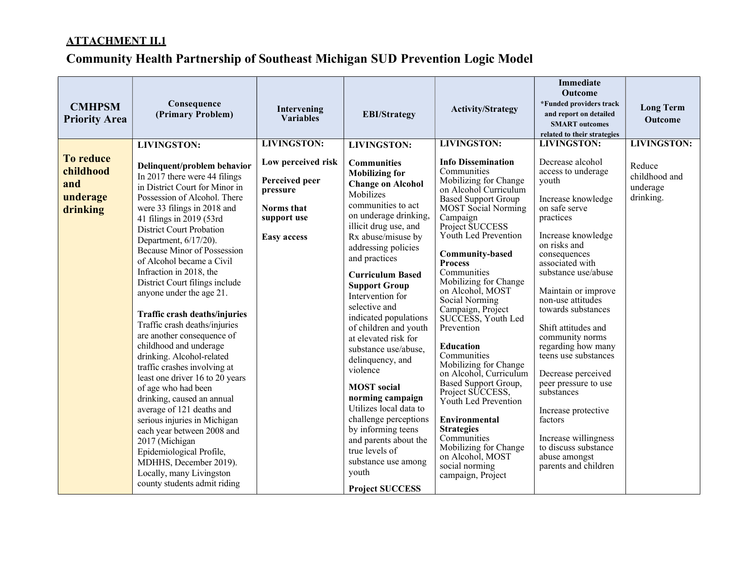**ATTACHMENT II.1**

# Community Health Partnership of Southeast Michigan SUD Prevention Logic Model

| CMHPSM Priority Area | Consequence (Primary Problem) | Intervening Variables | EBI/Strategy | Activity/Strategy | Immediate Outcome *Funded providers track and report on detailed SMART outcomes related to their strategies | Long Term Outcome |
|---|---|---|---|---|---|---|
| **To reduce childhood and underage drinking** | **LIVINGSTON:**<br><br>**Delinquent/problem behavior**<br>In 2017 there were 44 filings in District Court for Minor in Possession of Alcohol. There were 33 filings in 2018 and 41 filings in 2019 (53rd District Court Probation Department, 6/17/20). Because Minor of Possession of Alcohol became a Civil Infraction in 2018, the District Court filings include anyone under the age 21.<br><br>**Traffic crash deaths/injuries**<br>Traffic crash deaths/injuries are another consequence of childhood and underage drinking. Alcohol-related traffic crashes involving at least one driver 16 to 20 years of age who had been drinking, caused an annual average of 121 deaths and serious injuries in Michigan each year between 2008 and 2017 (Michigan Epidemiological Profile, MDHHS, December 2019). Locally, many Livingston county students admit riding | **LIVINGSTON:**<br><br>**Low perceived risk**<br><br>**Perceived peer pressure**<br><br>**Norms that support use**<br><br>**Easy access** | **LIVINGSTON:**<br><br>**Communities Mobilizing for Change on Alcohol**<br>Mobilizes communities to act on underage drinking, illicit drug use, and Rx abuse/misuse by addressing policies and practices<br><br>**Curriculum Based Support Group**<br>Intervention for selective and indicated populations of children and youth at elevated risk for substance use/abuse, delinquency, and violence<br><br>**MOST social norming campaign**<br>Utilizes local data to challenge perceptions by informing teens and parents about the true levels of substance use among youth<br><br>**Project SUCCESS** | **LIVINGSTON:**<br><br>**Info Dissemination**<br>Communities Mobilizing for Change on Alcohol Curriculum Based Support Group MOST Social Norming Campaign Project SUCCESS Youth Led Prevention<br><br>**Community-based Process**<br>Communities Mobilizing for Change on Alcohol, MOST Social Norming Campaign, Project SUCCESS, Youth Led Prevention<br><br>**Education**<br>Communities Mobilizing for Change on Alcohol, Curriculum Based Support Group, Project SUCCESS, Youth Led Prevention<br><br>**Environmental Strategies**<br>Communities Mobilizing for Change on Alcohol, MOST social norming campaign, Project | **LIVINGSTON:**<br><br>Decrease alcohol access to underage youth<br><br>Increase knowledge on safe serve practices<br><br>Increase knowledge on risks and consequences associated with substance use/abuse<br><br>Maintain or improve non-use attitudes towards substances<br><br>Shift attitudes and community norms regarding how many teens use substances<br><br>Decrease perceived peer pressure to use substances<br><br>Increase protective factors<br><br>Increase willingness to discuss substance abuse amongst parents and children | **LIVINGSTON:**<br><br>Reduce childhood and underage drinking. |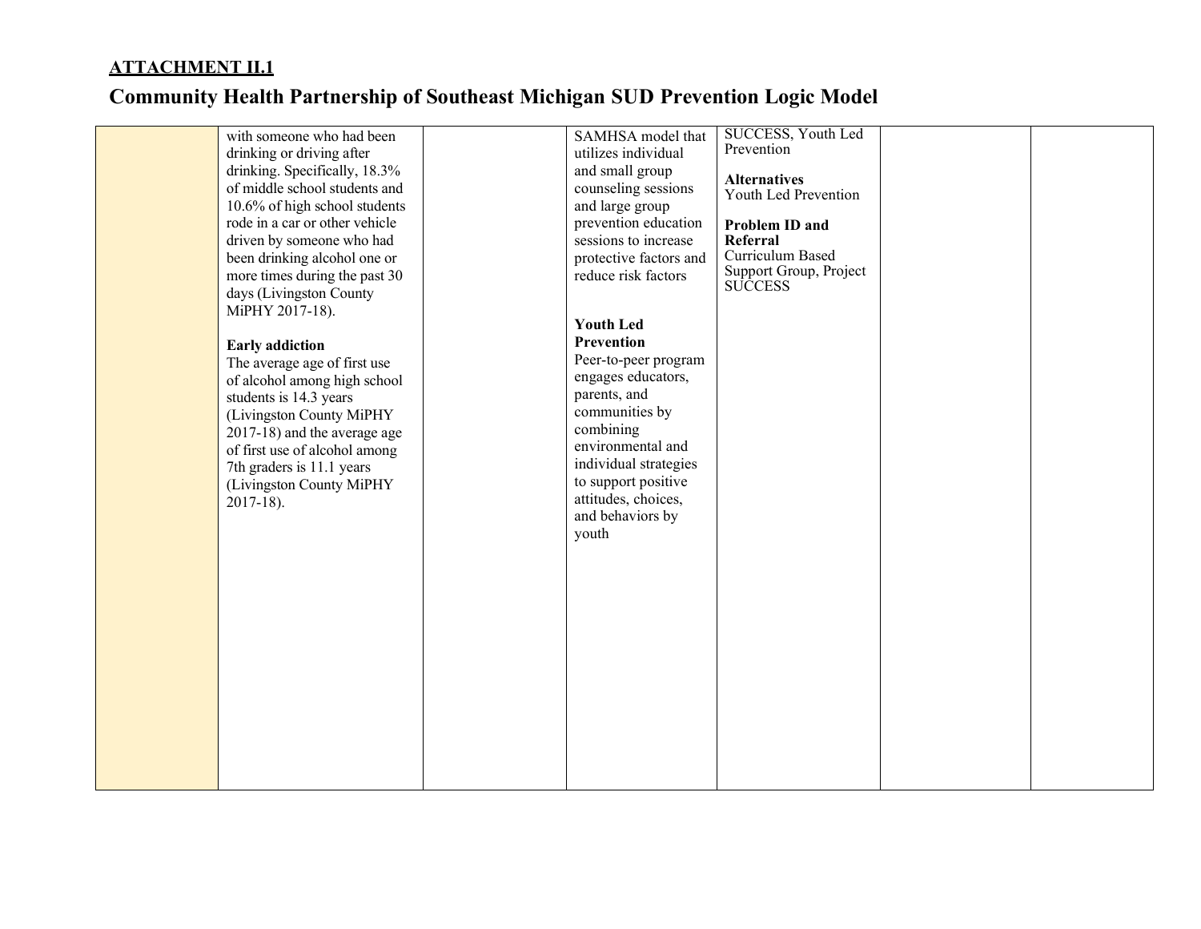**ATTACHMENT II.1**

# Community Health Partnership of Southeast Michigan SUD Prevention Logic Model

| | | | | | | |
|---|---|---|---|---|---|---|
| | with someone who had been drinking or driving after drinking. Specifically, 18.3% of middle school students and 10.6% of high school students rode in a car or other vehicle driven by someone who had been drinking alcohol one or more times during the past 30 days (Livingston County MiPHY 2017-18).<br><br>**Early addiction**<br>The average age of first use of alcohol among high school students is 14.3 years (Livingston County MiPHY 2017-18) and the average age of first use of alcohol among 7th graders is 11.1 years (Livingston County MiPHY 2017-18). | | SAMHSA model that utilizes individual and small group counseling sessions and large group prevention education sessions to increase protective factors and reduce risk factors<br><br>**Youth Led Prevention**<br>Peer-to-peer program engages educators, parents, and communities by combining environmental and individual strategies to support positive attitudes, choices, and behaviors by youth | SUCCESS, Youth Led Prevention<br><br>**Alternatives**<br>Youth Led Prevention<br><br>**Problem ID and Referral**<br>Curriculum Based Support Group, Project SUCCESS | | |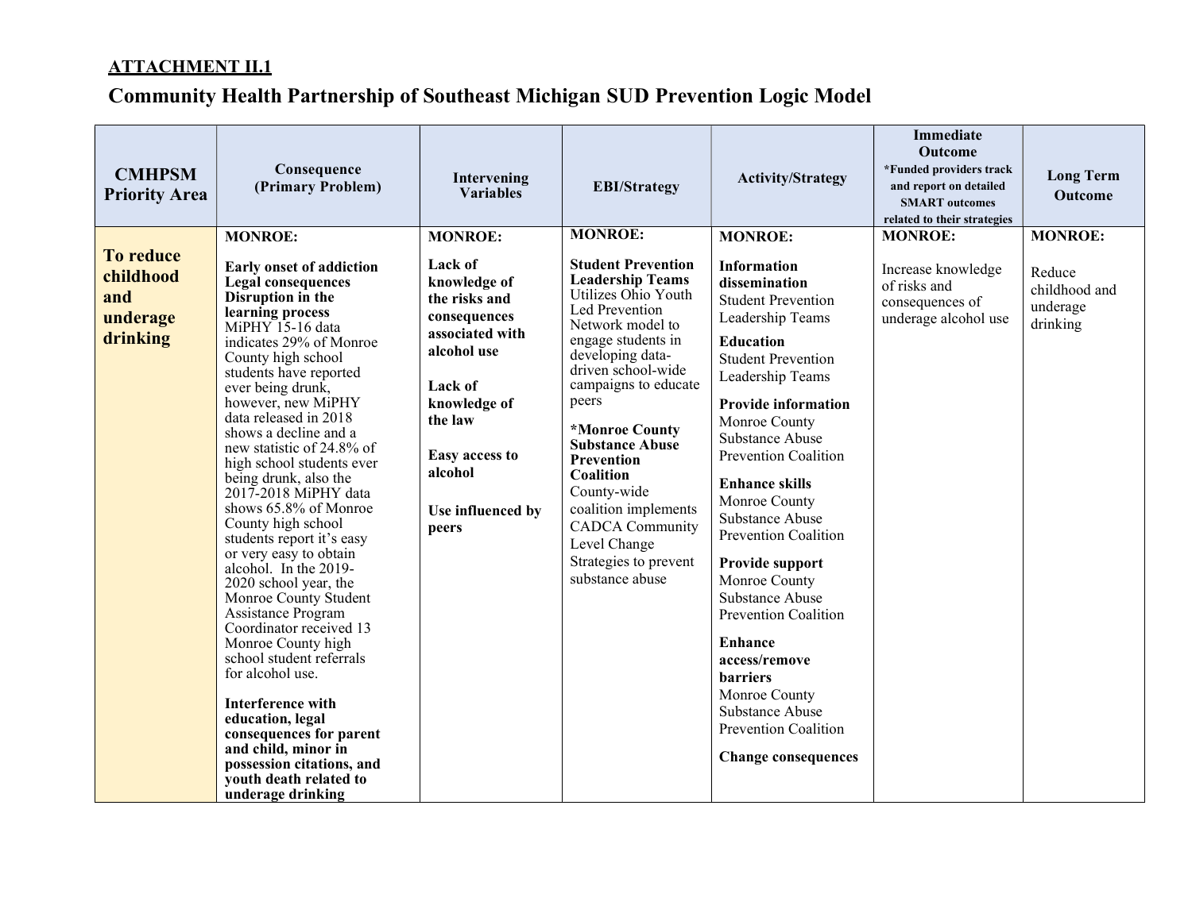**ATTACHMENT II.1**

## Community Health Partnership of Southeast Michigan SUD Prevention Logic Model

| CMHPSM Priority Area | Consequence (Primary Problem) | Intervening Variables | EBI/Strategy | Activity/Strategy | Immediate Outcome *Funded providers track and report on detailed SMART outcomes related to their strategies | Long Term Outcome |
|---|---|---|---|---|---|---|
| **To reduce childhood and underage drinking** | **MONROE:**<br><br>**Early onset of addiction**<br>**Legal consequences**<br>**Disruption in the learning process**<br>MiPHY 15-16 data indicates 29% of Monroe County high school students have reported ever being drunk, however, new MiPHY data released in 2018 shows a decline and a new statistic of 24.8% of high school students ever being drunk, also the 2017-2018 MiPHY data shows 65.8% of Monroe County high school students report it's easy or very easy to obtain alcohol. In the 2019-2020 school year, the Monroe County Student Assistance Program Coordinator received 13 Monroe County high school student referrals for alcohol use.<br><br>**Interference with education, legal consequences for parent and child, minor in possession citations, and youth death related to underage drinking** | **MONROE:**<br><br>**Lack of knowledge of the risks and consequences associated with alcohol use**<br><br>**Lack of knowledge of the law**<br><br>**Easy access to alcohol**<br><br>**Use influenced by peers** | **MONROE:**<br><br>**Student Prevention Leadership Teams** Utilizes Ohio Youth Led Prevention Network model to engage students in developing data-driven school-wide campaigns to educate peers<br><br>**\*Monroe County Substance Abuse Prevention Coalition** County-wide coalition implements CADCA Community Level Change Strategies to prevent substance abuse | **MONROE:**<br><br>**Information dissemination** Student Prevention Leadership Teams<br><br>**Education** Student Prevention Leadership Teams<br><br>**Provide information** Monroe County Substance Abuse Prevention Coalition<br><br>**Enhance skills** Monroe County Substance Abuse Prevention Coalition<br><br>**Provide support** Monroe County Substance Abuse Prevention Coalition<br><br>**Enhance access/remove barriers** Monroe County Substance Abuse Prevention Coalition<br><br>**Change consequences** | **MONROE:**<br><br>Increase knowledge of risks and consequences of underage alcohol use | **MONROE:**<br><br>Reduce childhood and underage drinking |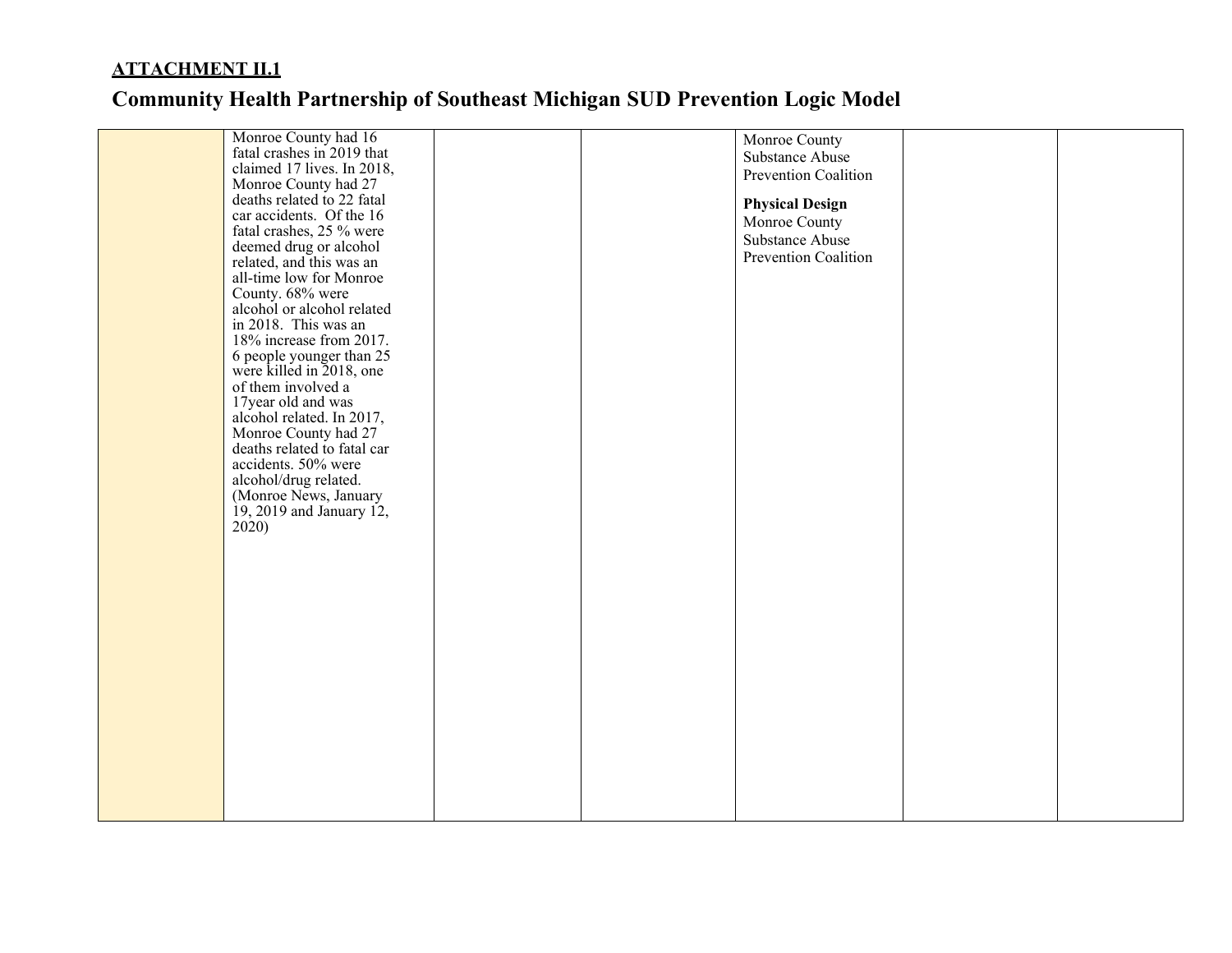**ATTACHMENT II.1**

## Community Health Partnership of Southeast Michigan SUD Prevention Logic Model

| | | | | | | |
|---|---|---|---|---|---|---|
| | Monroe County had 16 fatal crashes in 2019 that claimed 17 lives. In 2018, Monroe County had 27 deaths related to 22 fatal car accidents. Of the 16 fatal crashes, 25 % were deemed drug or alcohol related, and this was an all-time low for Monroe County. 68% were alcohol or alcohol related in 2018. This was an 18% increase from 2017. 6 people younger than 25 were killed in 2018, one of them involved a 17year old and was alcohol related. In 2017, Monroe County had 27 deaths related to fatal car accidents. 50% were alcohol/drug related. (Monroe News, January 19, 2019 and January 12, 2020) | | | Monroe County Substance Abuse Prevention Coalition<br><br>**Physical Design**<br>Monroe County Substance Abuse Prevention Coalition | | |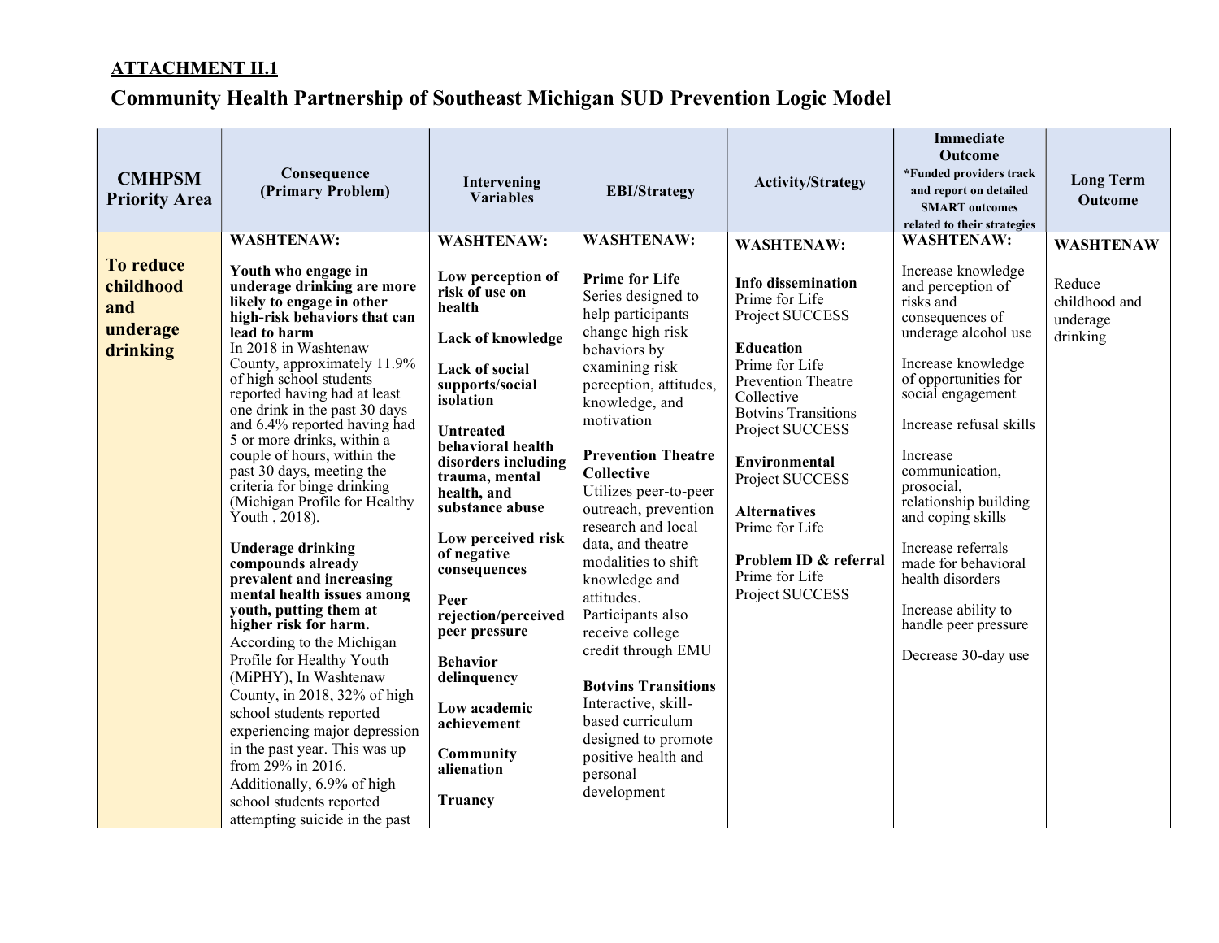**ATTACHMENT II.1**

## Community Health Partnership of Southeast Michigan SUD Prevention Logic Model

| CMHPSM Priority Area | Consequence (Primary Problem) | Intervening Variables | EBI/Strategy | Activity/Strategy | Immediate Outcome *Funded providers track and report on detailed SMART outcomes related to their strategies | Long Term Outcome |
|---|---|---|---|---|---|---|
| **To reduce childhood and underage drinking** | **WASHTENAW:**<br><br>**Youth who engage in underage drinking are more likely to engage in other high-risk behaviors that can lead to harm**<br>In 2018 in Washtenaw County, approximately 11.9% of high school students reported having had at least one drink in the past 30 days and 6.4% reported having had 5 or more drinks, within a couple of hours, within the past 30 days, meeting the criteria for binge drinking (Michigan Profile for Healthy Youth , 2018).<br><br>**Underage drinking compounds already prevalent and increasing mental health issues among youth, putting them at higher risk for harm.**<br>According to the Michigan Profile for Healthy Youth (MiPHY), In Washtenaw County, in 2018, 32% of high school students reported experiencing major depression in the past year. This was up from 29% in 2016. Additionally, 6.9% of high school students reported attempting suicide in the past | **WASHTENAW:**<br><br>**Low perception of risk of use on health**<br><br>**Lack of knowledge**<br><br>**Lack of social supports/social isolation**<br><br>**Untreated behavioral health disorders including trauma, mental health, and substance abuse**<br><br>**Low perceived risk of negative consequences**<br><br>**Peer rejection/perceived peer pressure**<br><br>**Behavior delinquency**<br><br>**Low academic achievement**<br><br>**Community alienation**<br><br>**Truancy** | **WASHTENAW:**<br><br>**Prime for Life**<br>Series designed to help participants change high risk behaviors by examining risk perception, attitudes, knowledge, and motivation<br><br>**Prevention Theatre Collective**<br>Utilizes peer-to-peer outreach, prevention research and local data, and theatre modalities to shift knowledge and attitudes. Participants also receive college credit through EMU<br><br>**Botvins Transitions**<br>Interactive, skill-based curriculum designed to promote positive health and personal development | **WASHTENAW:**<br><br>**Info dissemination**<br>Prime for Life<br>Project SUCCESS<br><br>**Education**<br>Prime for Life<br>Prevention Theatre Collective<br>Botvins Transitions<br>Project SUCCESS<br><br>**Environmental**<br>Project SUCCESS<br><br>**Alternatives**<br>Prime for Life<br><br>**Problem ID & referral**<br>Prime for Life<br>Project SUCCESS | **WASHTENAW:**<br><br>Increase knowledge and perception of risks and consequences of underage alcohol use<br><br>Increase knowledge of opportunities for social engagement<br><br>Increase refusal skills<br><br>Increase communication, prosocial, relationship building and coping skills<br><br>Increase referrals made for behavioral health disorders<br><br>Increase ability to handle peer pressure<br><br>Decrease 30-day use | **WASHTENAW**<br><br>Reduce childhood and underage drinking |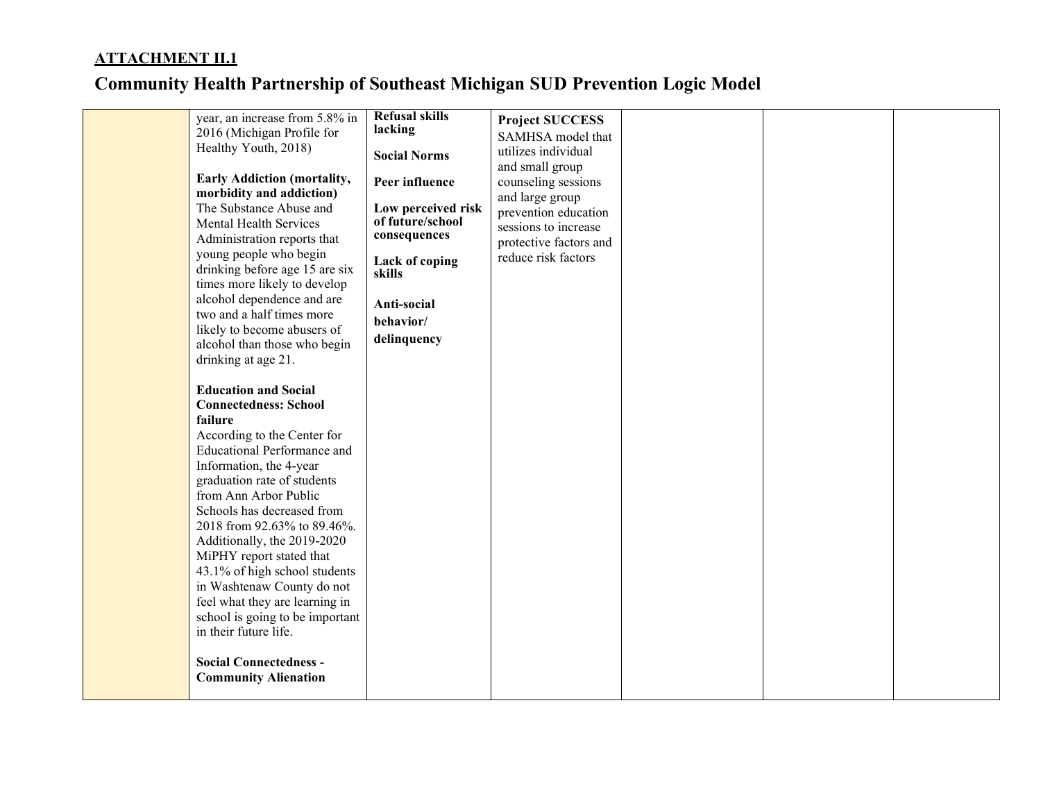**ATTACHMENT II.1**

# Community Health Partnership of Southeast Michigan SUD Prevention Logic Model

| | | | | | | |
|---|---|---|---|---|---|---|
| | year, an increase from 5.8% in 2016 (Michigan Profile for Healthy Youth, 2018)<br><br>**Early Addiction (mortality, morbidity and addiction)**<br>The Substance Abuse and Mental Health Services Administration reports that young people who begin drinking before age 15 are six times more likely to develop alcohol dependence and are two and a half times more likely to become abusers of alcohol than those who begin drinking at age 21.<br><br>**Education and Social Connectedness: School failure**<br>According to the Center for Educational Performance and Information, the 4-year graduation rate of students from Ann Arbor Public Schools has decreased from 2018 from 92.63% to 89.46%. Additionally, the 2019-2020 MiPHY report stated that 43.1% of high school students in Washtenaw County do not feel what they are learning in school is going to be important in their future life.<br><br>**Social Connectedness - Community Alienation** | **Refusal skills lacking**<br><br>**Social Norms**<br><br>**Peer influence**<br><br>**Low perceived risk of future/school consequences**<br><br>**Lack of coping skills**<br><br>**Anti-social behavior/ delinquency** | **Project SUCCESS**<br>SAMHSA model that utilizes individual and small group counseling sessions and large group prevention education sessions to increase protective factors and reduce risk factors | | | |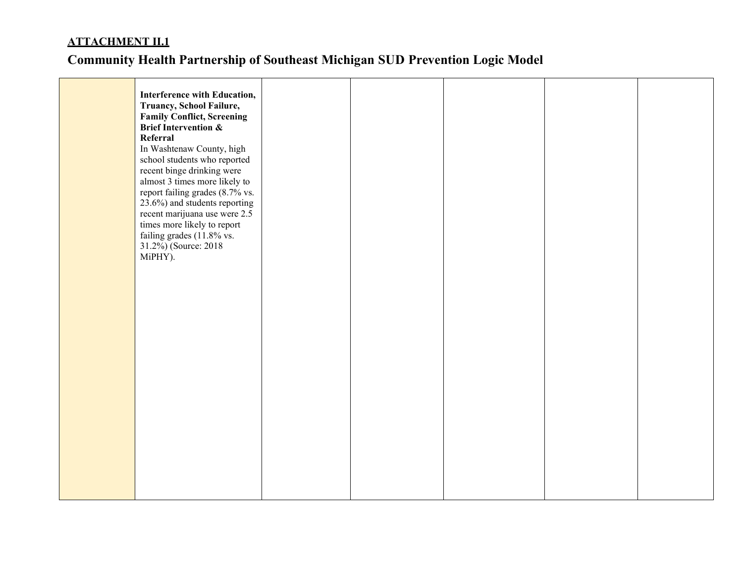**ATTACHMENT II.1**

## Community Health Partnership of Southeast Michigan SUD Prevention Logic Model

| | | | | | | |
|---|---|---|---|---|---|---|
| | **Interference with Education, Truancy, School Failure, Family Conflict, Screening Brief Intervention & Referral**<br>In Washtenaw County, high school students who reported recent binge drinking were almost 3 times more likely to report failing grades (8.7% vs. 23.6%) and students reporting recent marijuana use were 2.5 times more likely to report failing grades (11.8% vs. 31.2%) (Source: 2018 MiPHY). | | | | | |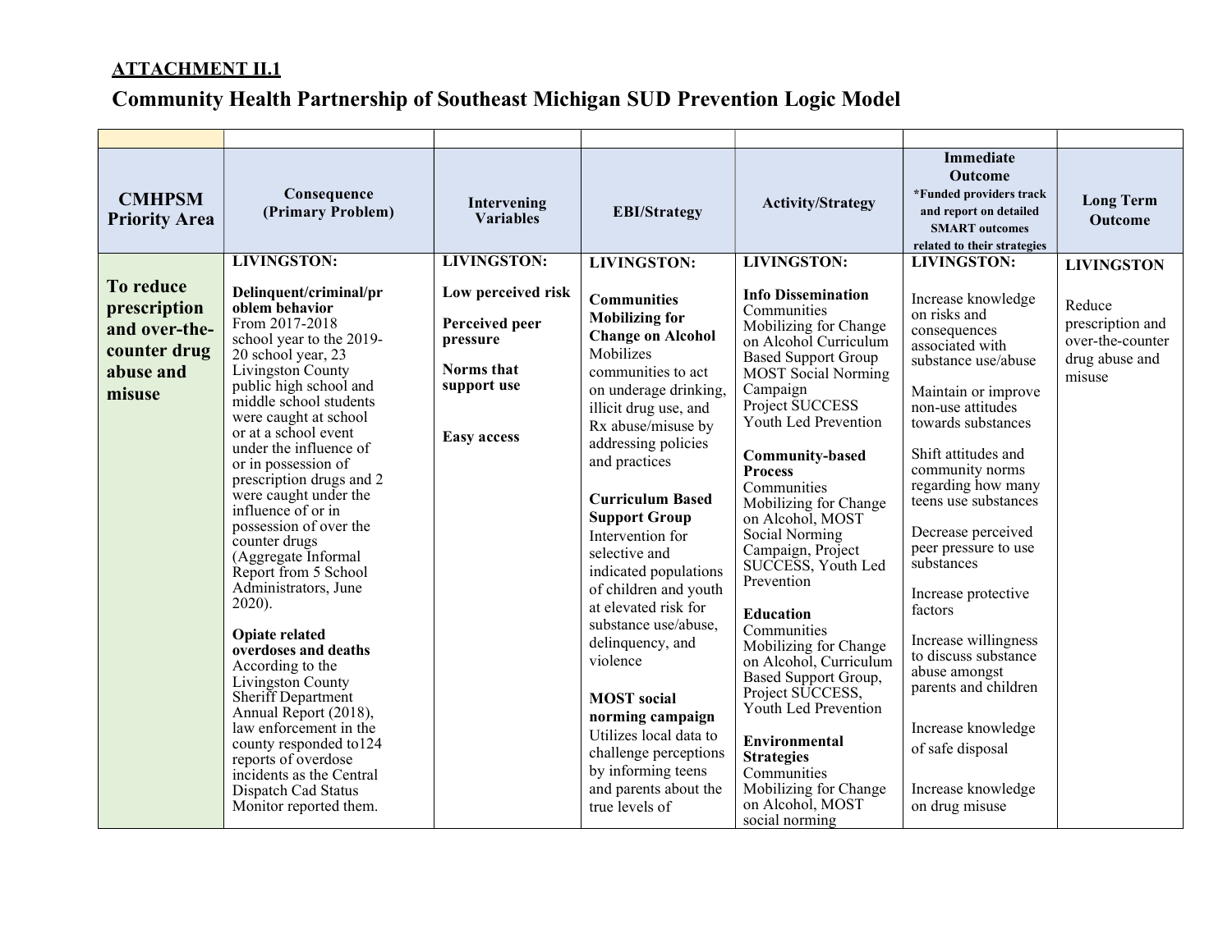**ATTACHMENT II.1**

# Community Health Partnership of Southeast Michigan SUD Prevention Logic Model

| | | | | | | |
|---|---|---|---|---|---|---|
| **CMHPSM Priority Area** | **Consequence (Primary Problem)** | **Intervening Variables** | **EBI/Strategy** | **Activity/Strategy** | **Immediate Outcome** **\*Funded providers track and report on detailed SMART outcomes related to their strategies** | **Long Term Outcome** |
| **To reduce prescription and over-the-counter drug abuse and misuse** | **LIVINGSTON:**<br><br>**Delinquent/criminal/problem behavior**<br>From 2017-2018 school year to the 2019-20 school year, 23 Livingston County public high school and middle school students were caught at school or at a school event under the influence of or in possession of prescription drugs and 2 were caught under the influence of or in possession of over the counter drugs (Aggregate Informal Report from 5 School Administrators, June 2020).<br><br>**Opiate related overdoses and deaths**<br>According to the Livingston County Sheriff Department Annual Report (2018), law enforcement in the county responded to124 reports of overdose incidents as the Central Dispatch Cad Status Monitor reported them. | **LIVINGSTON:**<br><br>**Low perceived risk**<br><br>**Perceived peer pressure**<br><br>**Norms that support use**<br><br>**Easy access** | **LIVINGSTON:**<br><br>**Communities Mobilizing for Change on Alcohol**<br>Mobilizes communities to act on underage drinking, illicit drug use, and Rx abuse/misuse by addressing policies and practices<br><br>**Curriculum Based Support Group**<br>Intervention for selective and indicated populations of children and youth at elevated risk for substance use/abuse, delinquency, and violence<br><br>**MOST social norming campaign**<br>Utilizes local data to challenge perceptions by informing teens and parents about the true levels of | **LIVINGSTON:**<br><br>**Info Dissemination**<br>Communities Mobilizing for Change on Alcohol Curriculum Based Support Group MOST Social Norming Campaign Project SUCCESS Youth Led Prevention<br><br>**Community-based Process**<br>Communities Mobilizing for Change on Alcohol, MOST Social Norming Campaign, Project SUCCESS, Youth Led Prevention<br><br>**Education**<br>Communities Mobilizing for Change on Alcohol, Curriculum Based Support Group, Project SUCCESS, Youth Led Prevention<br><br>**Environmental Strategies**<br>Communities Mobilizing for Change on Alcohol, MOST social norming | **LIVINGSTON:**<br><br>Increase knowledge on risks and consequences associated with substance use/abuse<br><br>Maintain or improve non-use attitudes towards substances<br><br>Shift attitudes and community norms regarding how many teens use substances<br><br>Decrease perceived peer pressure to use substances<br><br>Increase protective factors<br><br>Increase willingness to discuss substance abuse amongst parents and children<br><br>Increase knowledge of safe disposal<br><br>Increase knowledge on drug misuse | **LIVINGSTON**<br><br>Reduce prescription and over-the-counter drug abuse and misuse |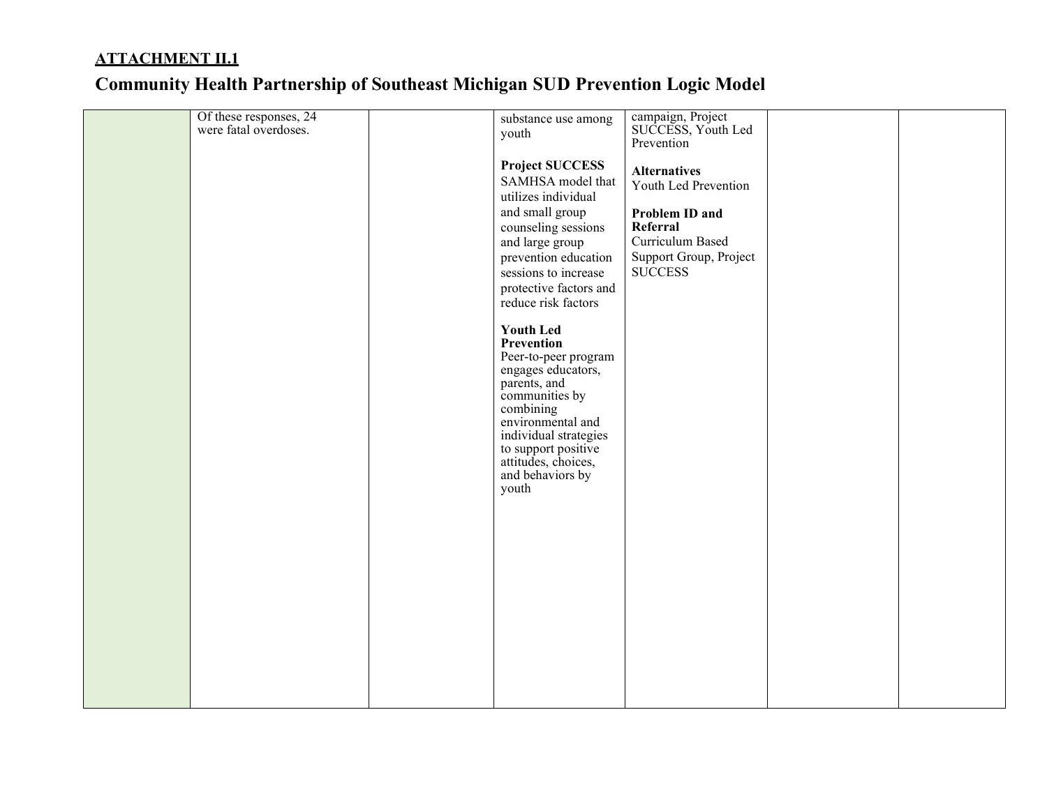**ATTACHMENT II.1**

# Community Health Partnership of Southeast Michigan SUD Prevention Logic Model

| | | | | | | |
|---|---|---|---|---|---|---|
| | Of these responses, 24 were fatal overdoses. | | substance use among youth<br><br>**Project SUCCESS** SAMHSA model that utilizes individual and small group counseling sessions and large group prevention education sessions to increase protective factors and reduce risk factors<br><br>**Youth Led Prevention** Peer-to-peer program engages educators, parents, and communities by combining environmental and individual strategies to support positive attitudes, choices, and behaviors by youth | campaign, Project SUCCESS, Youth Led Prevention<br><br>**Alternatives** Youth Led Prevention<br><br>**Problem ID and Referral** Curriculum Based Support Group, Project SUCCESS | | |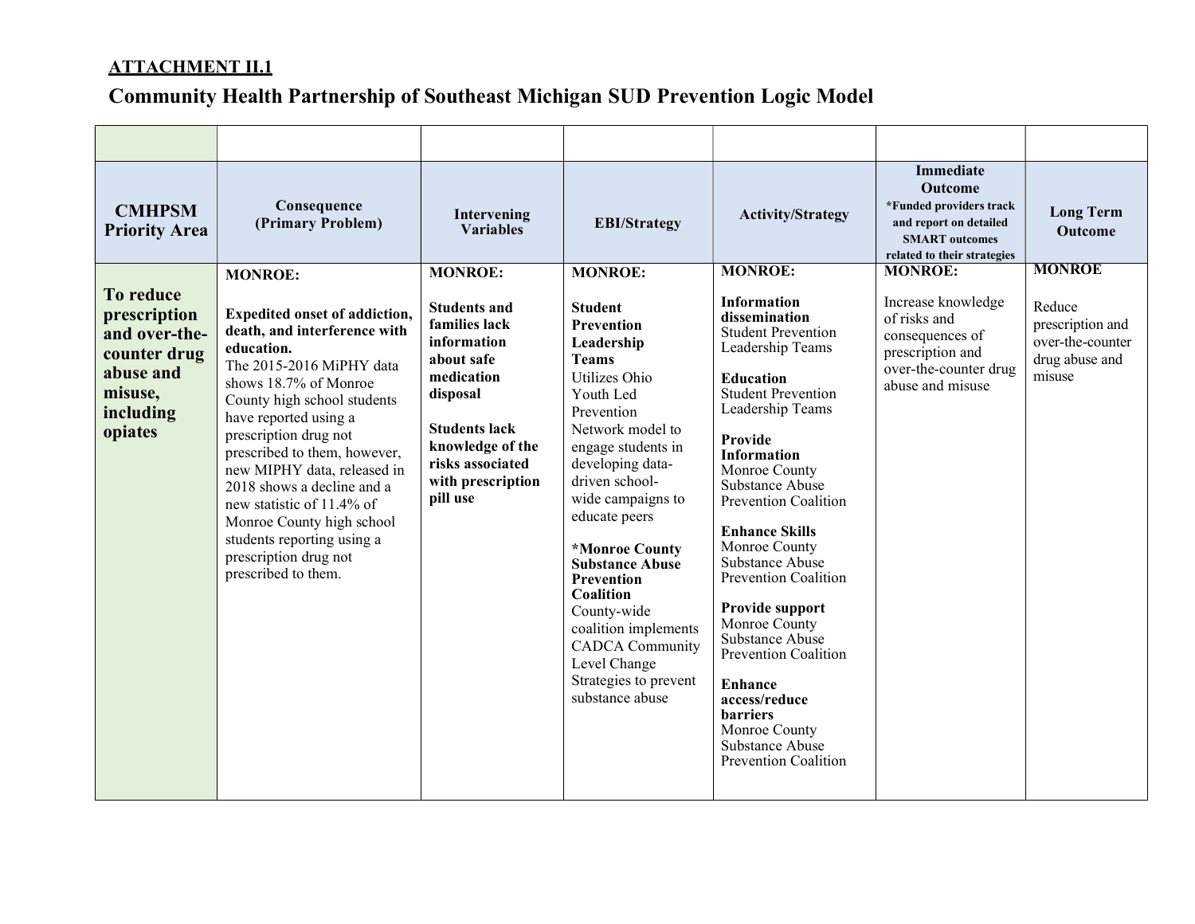**ATTACHMENT II.1**

## Community Health Partnership of Southeast Michigan SUD Prevention Logic Model

| | | | | | | |
|---|---|---|---|---|---|---|
| **CMHPSM Priority Area** | **Consequence (Primary Problem)** | **Intervening Variables** | **EBI/Strategy** | **Activity/Strategy** | **Immediate Outcome** *Funded providers track and report on detailed SMART outcomes related to their strategies | **Long Term Outcome** |
| **To reduce prescription and over-the-counter drug abuse and misuse, including opiates** | **MONROE:**<br><br>**Expedited onset of addiction, death, and interference with education.**<br>The 2015-2016 MiPHY data shows 18.7% of Monroe County high school students have reported using a prescription drug not prescribed to them, however, new MIPHY data, released in 2018 shows a decline and a new statistic of 11.4% of Monroe County high school students reporting using a prescription drug not prescribed to them. | **MONROE:**<br><br>**Students and families lack information about safe medication disposal**<br><br>**Students lack knowledge of the risks associated with prescription pill use** | **MONROE:**<br><br>**Student Prevention Leadership Teams**<br>Utilizes Ohio Youth Led Prevention Network model to engage students in developing data-driven school-wide campaigns to educate peers<br><br>***Monroe County Substance Abuse Prevention Coalition**<br>County-wide coalition implements CADCA Community Level Change Strategies to prevent substance abuse | **MONROE:**<br><br>**Information dissemination**<br>Student Prevention Leadership Teams<br><br>**Education**<br>Student Prevention Leadership Teams<br><br>**Provide Information**<br>Monroe County Substance Abuse Prevention Coalition<br><br>**Enhance Skills**<br>Monroe County Substance Abuse Prevention Coalition<br><br>**Provide support**<br>Monroe County Substance Abuse Prevention Coalition<br><br>**Enhance access/reduce barriers**<br>Monroe County Substance Abuse Prevention Coalition | **MONROE:**<br><br>Increase knowledge of risks and consequences of prescription and over-the-counter drug abuse and misuse | **MONROE**<br><br>Reduce prescription and over-the-counter drug abuse and misuse |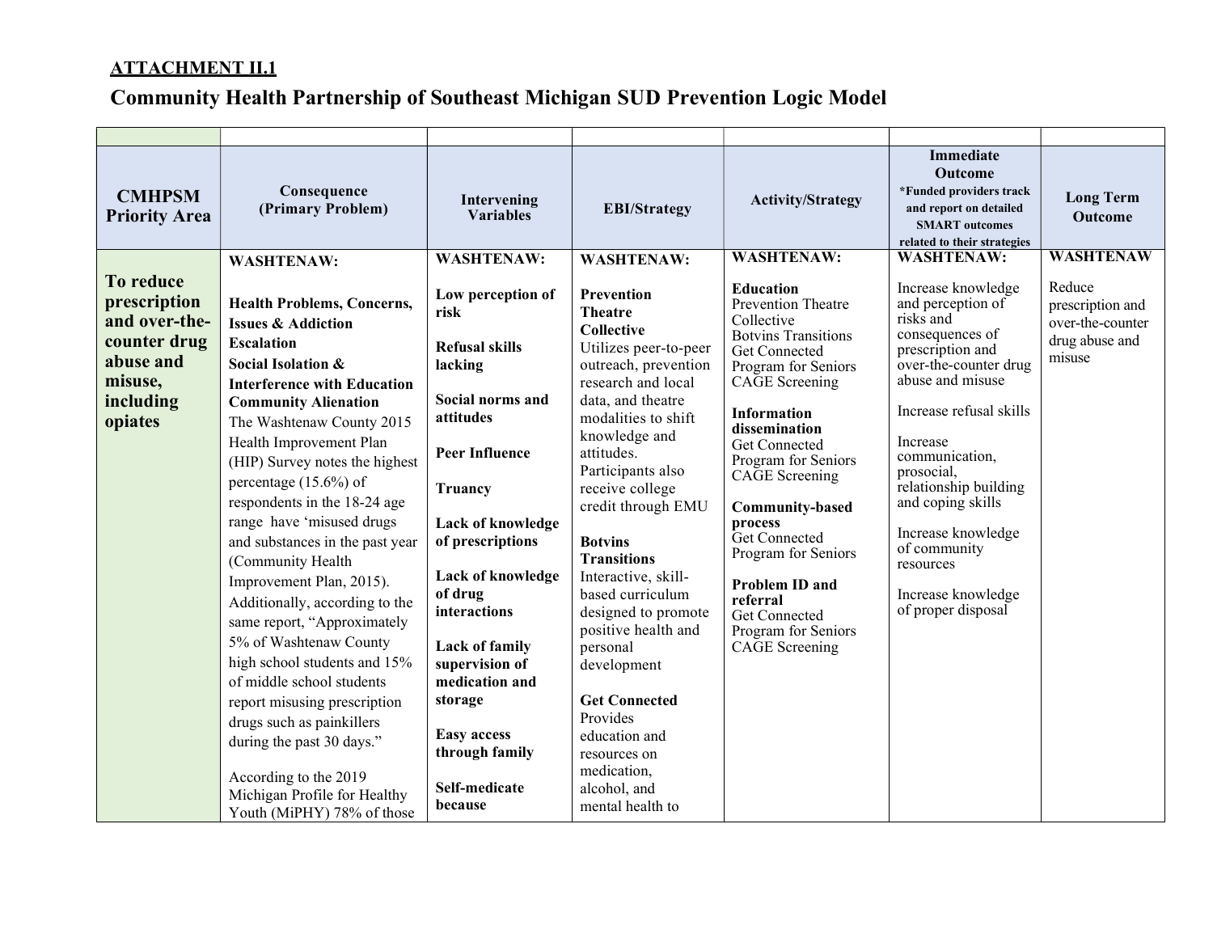**ATTACHMENT II.1**

# Community Health Partnership of Southeast Michigan SUD Prevention Logic Model

| CMHPSM Priority Area | Consequence (Primary Problem) | Intervening Variables | EBI/Strategy | Activity/Strategy | Immediate Outcome *Funded providers track and report on detailed SMART outcomes related to their strategies | Long Term Outcome |
|---|---|---|---|---|---|---|
| **To reduce prescription and over-the-counter drug abuse and misuse, including opiates** | **WASHTENAW:**<br><br>**Health Problems, Concerns, Issues & Addiction Escalation**<br>**Social Isolation & Interference with Education**<br>**Community Alienation**<br>The Washtenaw County 2015 Health Improvement Plan (HIP) Survey notes the highest percentage (15.6%) of respondents in the 18-24 age range have 'misused drugs and substances in the past year (Community Health Improvement Plan, 2015). Additionally, according to the same report, "Approximately 5% of Washtenaw County high school students and 15% of middle school students report misusing prescription drugs such as painkillers during the past 30 days."<br><br>According to the 2019 Michigan Profile for Healthy Youth (MiPHY) 78% of those | **WASHTENAW:**<br><br>**Low perception of risk**<br><br>**Refusal skills lacking**<br><br>**Social norms and attitudes**<br><br>**Peer Influence**<br><br>**Truancy**<br><br>**Lack of knowledge of prescriptions**<br><br>**Lack of knowledge of drug interactions**<br><br>**Lack of family supervision of medication and storage**<br><br>**Easy access through family**<br><br>**Self-medicate because** | **WASHTENAW:**<br><br>**Prevention Theatre Collective**<br>Utilizes peer-to-peer outreach, prevention research and local data, and theatre modalities to shift knowledge and attitudes. Participants also receive college credit through EMU<br><br>**Botvins Transitions**<br>Interactive, skill-based curriculum designed to promote positive health and personal development<br><br>**Get Connected**<br>Provides education and resources on medication, alcohol, and mental health to | **WASHTENAW:**<br><br>**Education**<br>Prevention Theatre Collective<br>Botvins Transitions<br>Get Connected Program for Seniors<br>CAGE Screening<br><br>**Information dissemination**<br>Get Connected Program for Seniors<br>CAGE Screening<br><br>**Community-based process**<br>Get Connected Program for Seniors<br><br>**Problem ID and referral**<br>Get Connected Program for Seniors<br>CAGE Screening | **WASHTENAW:**<br><br>Increase knowledge and perception of risks and consequences of prescription and over-the-counter drug abuse and misuse<br><br>Increase refusal skills<br><br>Increase communication, prosocial, relationship building and coping skills<br><br>Increase knowledge of community resources<br><br>Increase knowledge of proper disposal | **WASHTENAW**<br><br>Reduce prescription and over-the-counter drug abuse and misuse |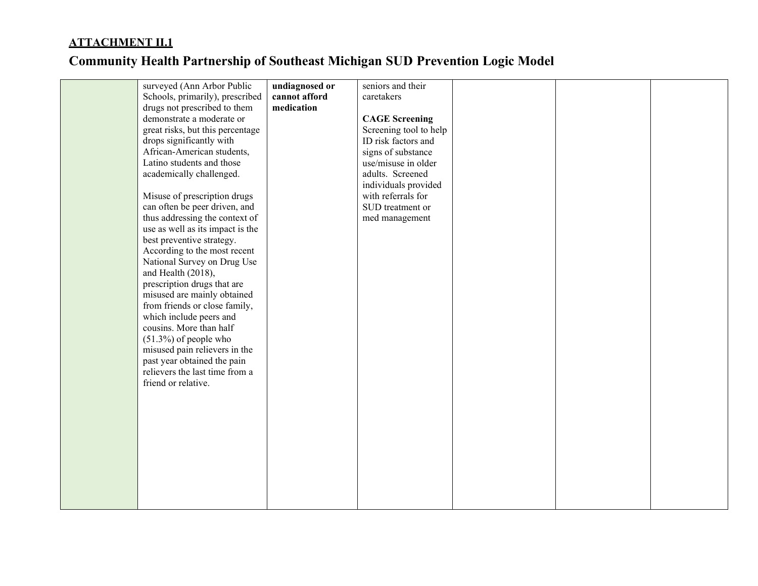**ATTACHMENT II.1**

## Community Health Partnership of Southeast Michigan SUD Prevention Logic Model

| | | | | | | |
|---|---|---|---|---|---|---|
| | surveyed (Ann Arbor Public Schools, primarily), prescribed drugs not prescribed to them demonstrate a moderate or great risks, but this percentage drops significantly with African-American students, Latino students and those academically challenged.<br><br>Misuse of prescription drugs can often be peer driven, and thus addressing the context of use as well as its impact is the best preventive strategy. According to the most recent National Survey on Drug Use and Health (2018), prescription drugs that are misused are mainly obtained from friends or close family, which include peers and cousins. More than half (51.3%) of people who misused pain relievers in the past year obtained the pain relievers the last time from a friend or relative. | **undiagnosed or cannot afford medication** | seniors and their caretakers<br><br>**CAGE Screening**<br>Screening tool to help ID risk factors and signs of substance use/misuse in older adults. Screened individuals provided with referrals for SUD treatment or med management | | | |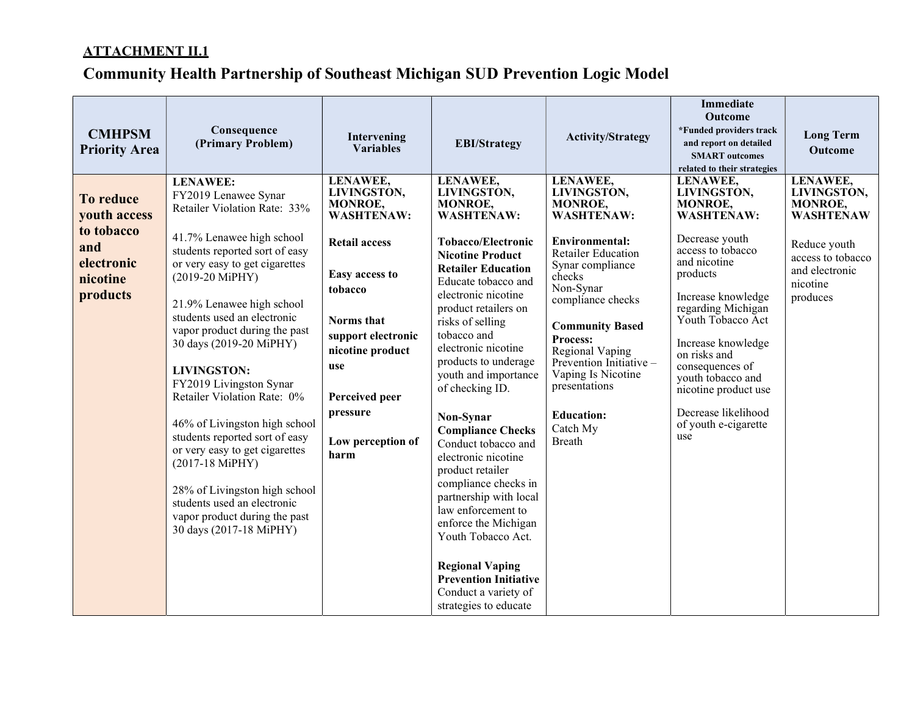**ATTACHMENT II.1**

## Community Health Partnership of Southeast Michigan SUD Prevention Logic Model

| CMHPSM Priority Area | Consequence (Primary Problem) | Intervening Variables | EBI/Strategy | Activity/Strategy | Immediate Outcome *Funded providers track and report on detailed SMART outcomes related to their strategies | Long Term Outcome |
|---|---|---|---|---|---|---|
| **To reduce youth access to tobacco and electronic nicotine products** | **LENAWEE:**<br>FY2019 Lenawee Synar Retailer Violation Rate: 33%<br><br>41.7% Lenawee high school students reported sort of easy or very easy to get cigarettes (2019-20 MiPHY)<br><br>21.9% Lenawee high school students used an electronic vapor product during the past 30 days (2019-20 MiPHY)<br><br>**LIVINGSTON:**<br>FY2019 Livingston Synar Retailer Violation Rate: 0%<br><br>46% of Livingston high school students reported sort of easy or very easy to get cigarettes (2017-18 MiPHY)<br><br>28% of Livingston high school students used an electronic vapor product during the past 30 days (2017-18 MiPHY) | **LENAWEE, LIVINGSTON, MONROE, WASHTENAW:**<br><br>**Retail access**<br><br>**Easy access to tobacco**<br><br>**Norms that support electronic nicotine product use**<br><br>**Perceived peer pressure**<br><br>**Low perception of harm** | **LENAWEE, LIVINGSTON, MONROE, WASHTENAW:**<br><br>**Tobacco/Electronic Nicotine Product Retailer Education**<br>Educate tobacco and electronic nicotine product retailers on risks of selling tobacco and electronic nicotine products to underage youth and importance of checking ID.<br><br>**Non-Synar Compliance Checks**<br>Conduct tobacco and electronic nicotine product retailer compliance checks in partnership with local law enforcement to enforce the Michigan Youth Tobacco Act.<br><br>**Regional Vaping Prevention Initiative**<br>Conduct a variety of strategies to educate | **LENAWEE, LIVINGSTON, MONROE, WASHTENAW:**<br><br>**Environmental:**<br>Retailer Education<br>Synar compliance checks<br>Non-Synar compliance checks<br><br>**Community Based Process:**<br>Regional Vaping Prevention Initiative – Vaping Is Nicotine presentations<br><br>**Education:**<br>Catch My Breath | **LENAWEE, LIVINGSTON, MONROE, WASHTENAW:**<br><br>Decrease youth access to tobacco and nicotine products<br><br>Increase knowledge regarding Michigan Youth Tobacco Act<br><br>Increase knowledge on risks and consequences of youth tobacco and nicotine product use<br><br>Decrease likelihood of youth e-cigarette use | **LENAWEE, LIVINGSTON, MONROE, WASHTENAW**<br><br>Reduce youth access to tobacco and electronic nicotine produces |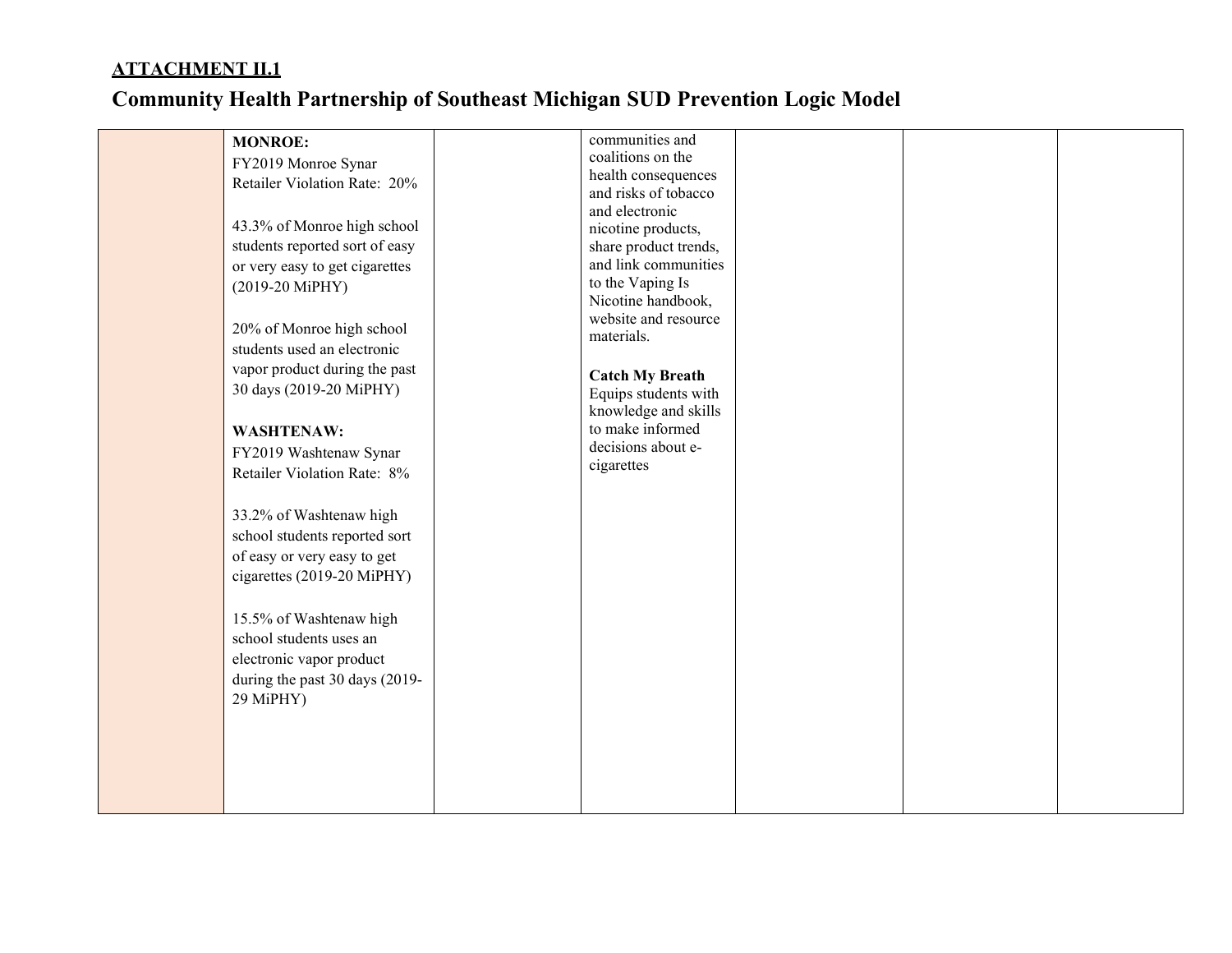**ATTACHMENT II.1**

## Community Health Partnership of Southeast Michigan SUD Prevention Logic Model

| | | | | | | |
|---|---|---|---|---|---|---|
| | **MONROE:**<br>FY2019 Monroe Synar Retailer Violation Rate: 20%<br><br>43.3% of Monroe high school students reported sort of easy or very easy to get cigarettes (2019-20 MiPHY)<br><br>20% of Monroe high school students used an electronic vapor product during the past 30 days (2019-20 MiPHY)<br><br>**WASHTENAW:**<br>FY2019 Washtenaw Synar Retailer Violation Rate: 8%<br><br>33.2% of Washtenaw high school students reported sort of easy or very easy to get cigarettes (2019-20 MiPHY)<br><br>15.5% of Washtenaw high school students uses an electronic vapor product during the past 30 days (2019-29 MiPHY) | | communities and coalitions on the health consequences and risks of tobacco and electronic nicotine products, share product trends, and link communities to the Vaping Is Nicotine handbook, website and resource materials.<br><br>**Catch My Breath**<br>Equips students with knowledge and skills to make informed decisions about e-cigarettes | | | |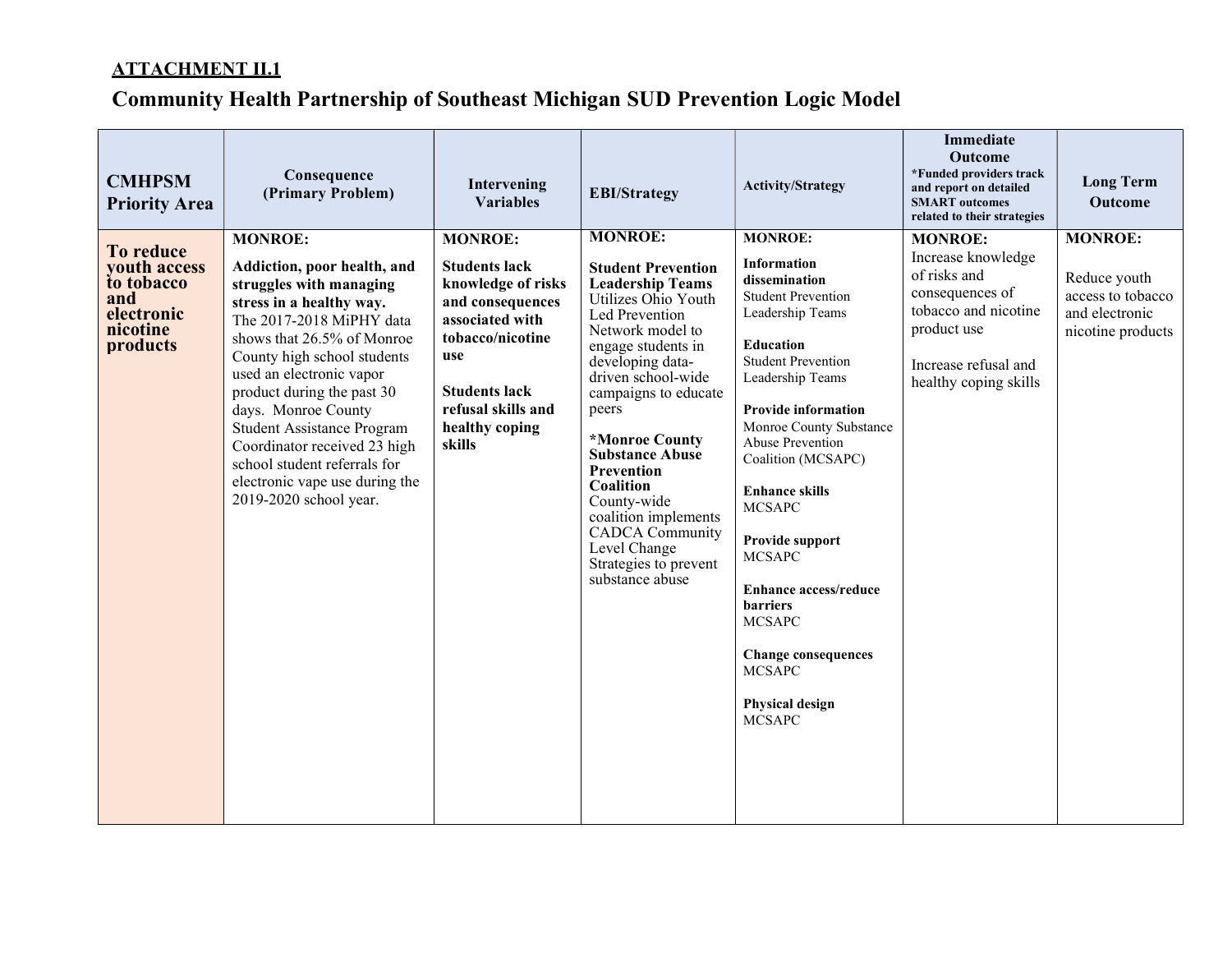**ATTACHMENT II.1**

## Community Health Partnership of Southeast Michigan SUD Prevention Logic Model

| CMHPSM Priority Area | Consequence (Primary Problem) | Intervening Variables | EBI/Strategy | Activity/Strategy | Immediate Outcome *Funded providers track and report on detailed SMART outcomes related to their strategies | Long Term Outcome |
|---|---|---|---|---|---|---|
| **To reduce youth access to tobacco and electronic nicotine products** | **MONROE:**<br><br>**Addiction, poor health, and struggles with managing stress in a healthy way.** The 2017-2018 MiPHY data shows that 26.5% of Monroe County high school students used an electronic vapor product during the past 30 days. Monroe County Student Assistance Program Coordinator received 23 high school student referrals for electronic vape use during the 2019-2020 school year. | **MONROE:**<br><br>**Students lack knowledge of risks and consequences associated with tobacco/nicotine use**<br><br>**Students lack refusal skills and healthy coping skills** | **MONROE:**<br><br>**Student Prevention Leadership Teams** Utilizes Ohio Youth Led Prevention Network model to engage students in developing data-driven school-wide campaigns to educate peers<br><br>***Monroe County Substance Abuse Prevention Coalition** County-wide coalition implements CADCA Community Level Change Strategies to prevent substance abuse | **MONROE:**<br><br>**Information dissemination** Student Prevention Leadership Teams<br><br>**Education** Student Prevention Leadership Teams<br><br>**Provide information** Monroe County Substance Abuse Prevention Coalition (MCSAPC)<br><br>**Enhance skills** MCSAPC<br><br>**Provide support** MCSAPC<br><br>**Enhance access/reduce barriers** MCSAPC<br><br>**Change consequences** MCSAPC<br><br>**Physical design** MCSAPC | **MONROE:** Increase knowledge of risks and consequences of tobacco and nicotine product use<br><br>Increase refusal and healthy coping skills | **MONROE:**<br><br>Reduce youth access to tobacco and electronic nicotine products |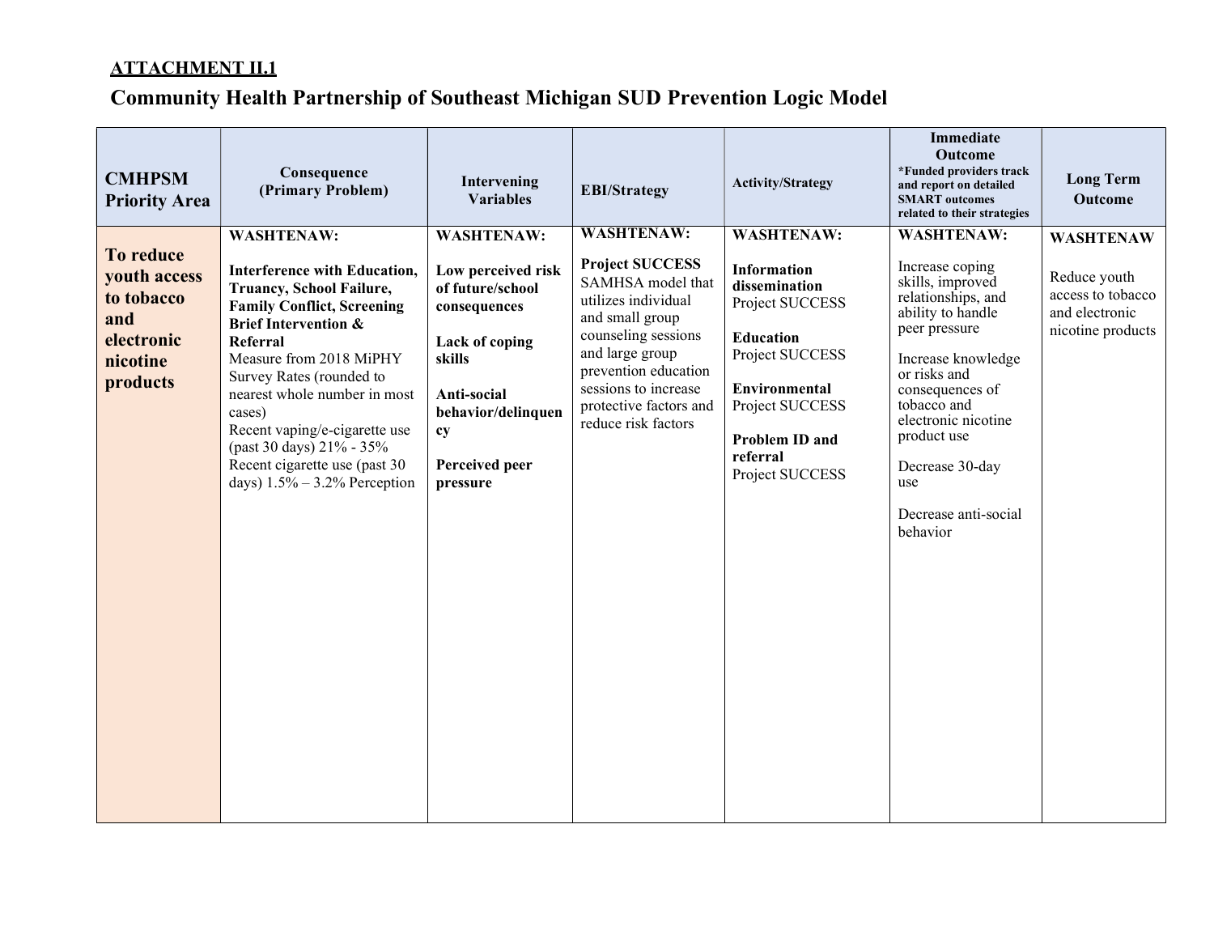**ATTACHMENT II.1**

## Community Health Partnership of Southeast Michigan SUD Prevention Logic Model

| CMHPSM Priority Area | Consequence (Primary Problem) | Intervening Variables | EBI/Strategy | Activity/Strategy | Immediate Outcome *Funded providers track and report on detailed SMART outcomes related to their strategies | Long Term Outcome |
|---|---|---|---|---|---|---|
| **To reduce youth access to tobacco and electronic nicotine products** | **WASHTENAW:**<br><br>**Interference with Education, Truancy, School Failure, Family Conflict, Screening Brief Intervention & Referral**<br>Measure from 2018 MiPHY Survey Rates (rounded to nearest whole number in most cases)<br>Recent vaping/e-cigarette use (past 30 days) 21% - 35%<br>Recent cigarette use (past 30 days) 1.5% – 3.2% Perception | **WASHTENAW:**<br><br>**Low perceived risk of future/school consequences**<br><br>**Lack of coping skills**<br><br>**Anti-social behavior/delinquency**<br><br>**Perceived peer pressure** | **WASHTENAW:**<br><br>**Project SUCCESS**<br>SAMHSA model that utilizes individual and small group counseling sessions and large group prevention education sessions to increase protective factors and reduce risk factors | **WASHTENAW:**<br><br>**Information dissemination**<br>Project SUCCESS<br><br>**Education**<br>Project SUCCESS<br><br>**Environmental**<br>Project SUCCESS<br><br>**Problem ID and referral**<br>Project SUCCESS | **WASHTENAW:**<br><br>Increase coping skills, improved relationships, and ability to handle peer pressure<br><br>Increase knowledge or risks and consequences of tobacco and electronic nicotine product use<br><br>Decrease 30-day use<br><br>Decrease anti-social behavior | **WASHTENAW**<br><br>Reduce youth access to tobacco and electronic nicotine products |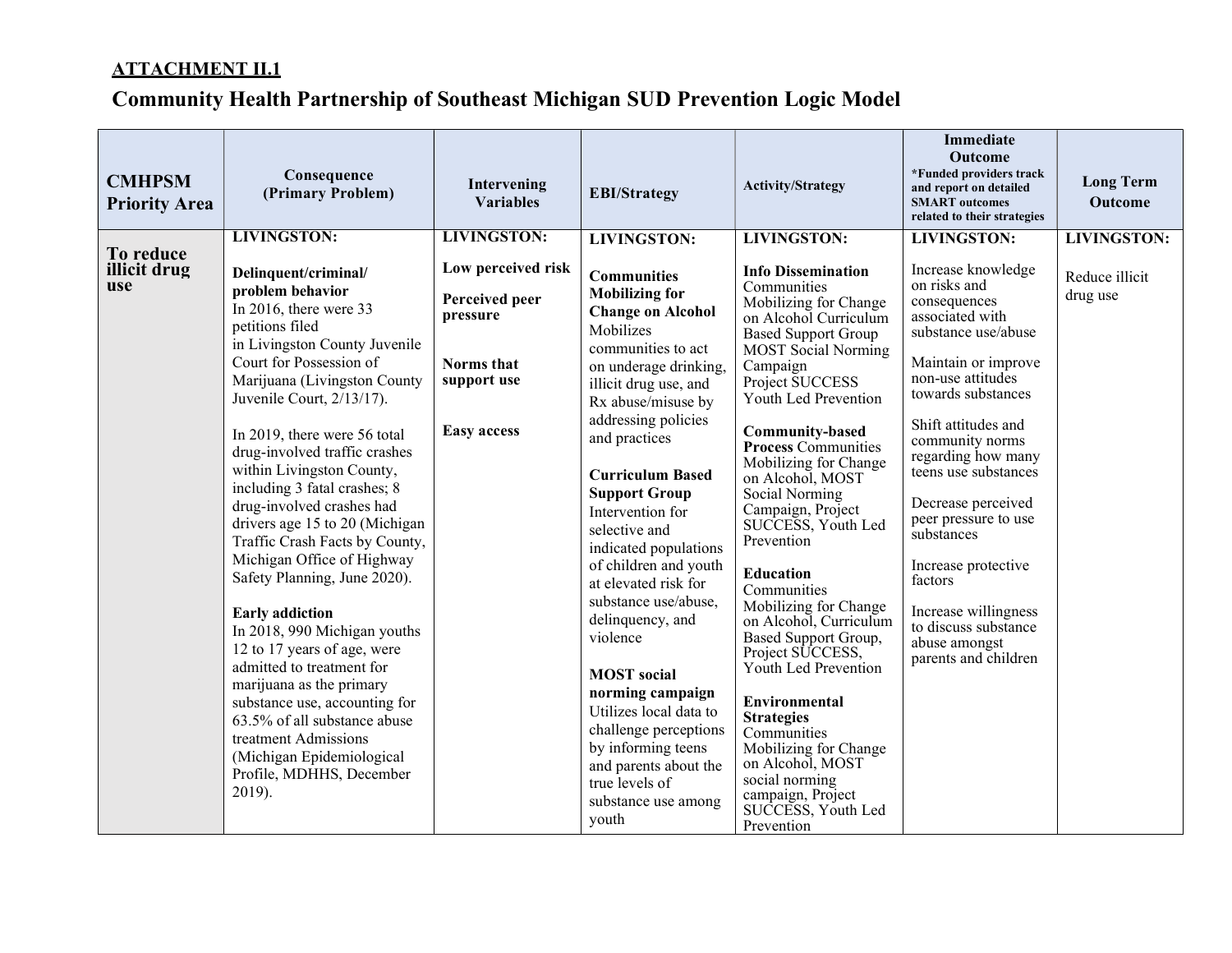**ATTACHMENT II.1**

## Community Health Partnership of Southeast Michigan SUD Prevention Logic Model

| CMHPSM Priority Area | Consequence (Primary Problem) | Intervening Variables | EBI/Strategy | Activity/Strategy | Immediate Outcome *Funded providers track and report on detailed SMART outcomes related to their strategies | Long Term Outcome |
|---|---|---|---|---|---|---|
| **To reduce illicit drug use** | **LIVINGSTON:**<br><br>**Delinquent/criminal/ problem behavior**<br>In 2016, there were 33 petitions filed in Livingston County Juvenile Court for Possession of Marijuana (Livingston County Juvenile Court, 2/13/17).<br><br>In 2019, there were 56 total drug-involved traffic crashes within Livingston County, including 3 fatal crashes; 8 drug-involved crashes had drivers age 15 to 20 (Michigan Traffic Crash Facts by County, Michigan Office of Highway Safety Planning, June 2020).<br><br>**Early addiction**<br>In 2018, 990 Michigan youths 12 to 17 years of age, were admitted to treatment for marijuana as the primary substance use, accounting for 63.5% of all substance abuse treatment Admissions (Michigan Epidemiological Profile, MDHHS, December 2019). | **LIVINGSTON:**<br><br>**Low perceived risk**<br><br>**Perceived peer pressure**<br><br>**Norms that support use**<br><br>**Easy access** | **LIVINGSTON:**<br><br>**Communities Mobilizing for Change on Alcohol** Mobilizes communities to act on underage drinking, illicit drug use, and Rx abuse/misuse by addressing policies and practices<br><br>**Curriculum Based Support Group** Intervention for selective and indicated populations of children and youth at elevated risk for substance use/abuse, delinquency, and violence<br><br>**MOST social norming campaign** Utilizes local data to challenge perceptions by informing teens and parents about the true levels of substance use among youth | **LIVINGSTON:**<br><br>**Info Dissemination** Communities Mobilizing for Change on Alcohol Curriculum Based Support Group MOST Social Norming Campaign Project SUCCESS Youth Led Prevention<br><br>**Community-based Process** Communities Mobilizing for Change on Alcohol, MOST Social Norming Campaign, Project SUCCESS, Youth Led Prevention<br><br>**Education** Communities Mobilizing for Change on Alcohol, Curriculum Based Support Group, Project SUCCESS, Youth Led Prevention<br><br>**Environmental Strategies** Communities Mobilizing for Change on Alcohol, MOST social norming campaign, Project SUCCESS, Youth Led Prevention | **LIVINGSTON:**<br><br>Increase knowledge on risks and consequences associated with substance use/abuse<br><br>Maintain or improve non-use attitudes towards substances<br><br>Shift attitudes and community norms regarding how many teens use substances<br><br>Decrease perceived peer pressure to use substances<br><br>Increase protective factors<br><br>Increase willingness to discuss substance abuse amongst parents and children | **LIVINGSTON:**<br><br>Reduce illicit drug use |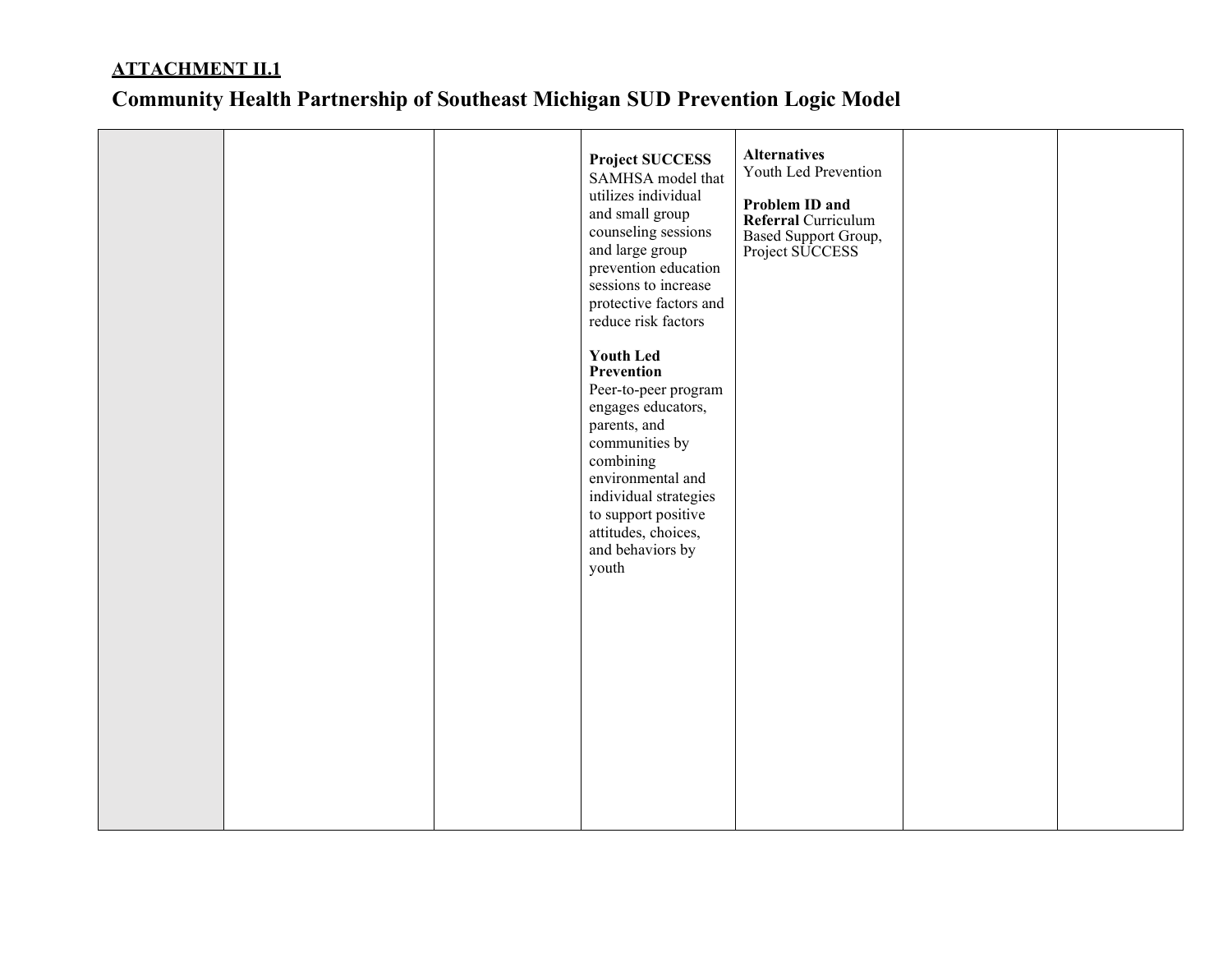**ATTACHMENT II.1**

## Community Health Partnership of Southeast Michigan SUD Prevention Logic Model

| | | | | | | |
|---|---|---|---|---|---|---|
| | | | **Project SUCCESS** SAMHSA model that utilizes individual and small group counseling sessions and large group prevention education sessions to increase protective factors and reduce risk factors<br><br>**Youth Led Prevention** Peer-to-peer program engages educators, parents, and communities by combining environmental and individual strategies to support positive attitudes, choices, and behaviors by youth | **Alternatives** Youth Led Prevention<br><br>**Problem ID and Referral** Curriculum Based Support Group, Project SUCCESS | | |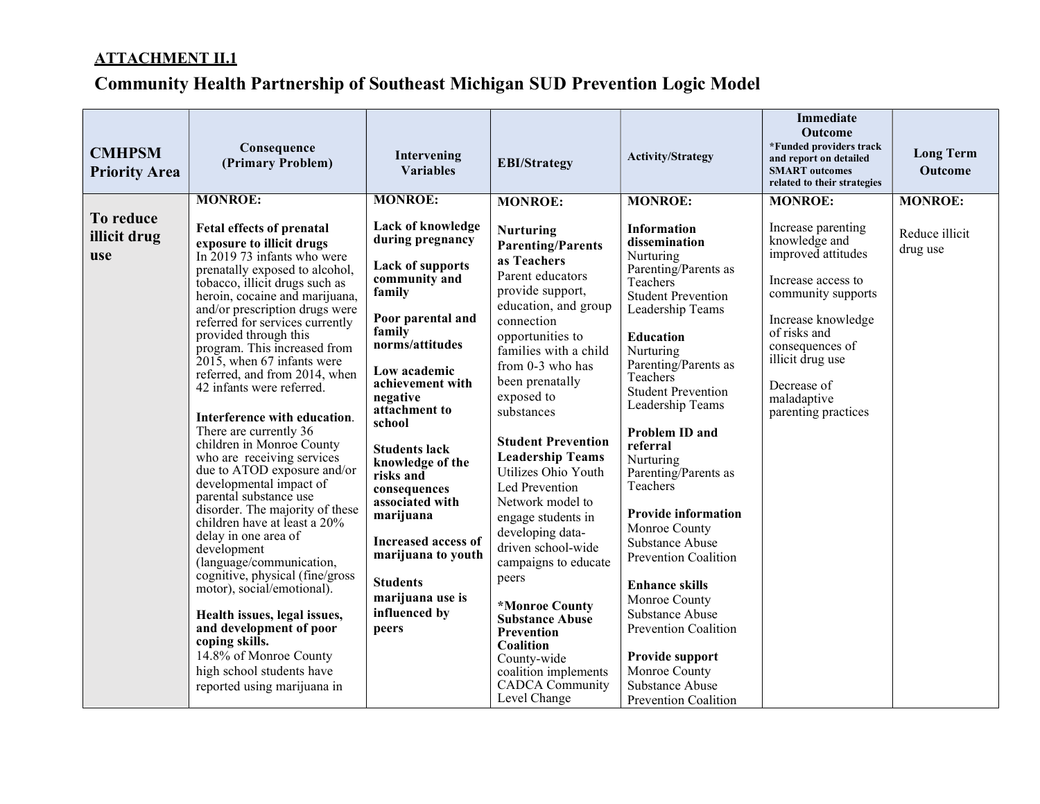**ATTACHMENT II.1**

## Community Health Partnership of Southeast Michigan SUD Prevention Logic Model

| CMHPSM Priority Area | Consequence (Primary Problem) | Intervening Variables | EBI/Strategy | Activity/Strategy | Immediate Outcome *Funded providers track and report on detailed SMART outcomes related to their strategies | Long Term Outcome |
|---|---|---|---|---|---|---|
| **To reduce illicit drug use** | **MONROE:**<br><br>**Fetal effects of prenatal exposure to illicit drugs**<br>In 2019 73 infants who were prenatally exposed to alcohol, tobacco, illicit drugs such as heroin, cocaine and marijuana, and/or prescription drugs were referred for services currently provided through this program. This increased from 2015, when 67 infants were referred, and from 2014, when 42 infants were referred.<br><br>**Interference with education**. There are currently 36 children in Monroe County who are receiving services due to ATOD exposure and/or developmental impact of parental substance use disorder. The majority of these children have at least a 20% delay in one area of development (language/communication, cognitive, physical (fine/gross motor), social/emotional).<br><br>**Health issues, legal issues, and development of poor coping skills.**<br>14.8% of Monroe County high school students have reported using marijuana in | **MONROE:**<br><br>**Lack of knowledge during pregnancy**<br><br>**Lack of supports community and family**<br><br>**Poor parental and family norms/attitudes**<br><br>**Low academic achievement with negative attachment to school**<br><br>**Students lack knowledge of the risks and consequences associated with marijuana**<br><br>**Increased access of marijuana to youth**<br><br>**Students marijuana use is influenced by peers** | **MONROE:**<br><br>**Nurturing Parenting/Parents as Teachers**<br>Parent educators provide support, education, and group connection opportunities to families with a child from 0-3 who has been prenatally exposed to substances<br><br>**Student Prevention Leadership Teams**<br>Utilizes Ohio Youth Led Prevention Network model to engage students in developing data-driven school-wide campaigns to educate peers<br><br>***Monroe County Substance Abuse Prevention Coalition**<br>County-wide coalition implements CADCA Community Level Change | **MONROE:**<br><br>**Information dissemination**<br>Nurturing Parenting/Parents as Teachers<br>Student Prevention Leadership Teams<br><br>**Education**<br>Nurturing Parenting/Parents as Teachers<br>Student Prevention Leadership Teams<br><br>**Problem ID and referral**<br>Nurturing Parenting/Parents as Teachers<br><br>**Provide information**<br>Monroe County Substance Abuse Prevention Coalition<br><br>**Enhance skills**<br>Monroe County Substance Abuse Prevention Coalition<br><br>**Provide support**<br>Monroe County Substance Abuse Prevention Coalition | **MONROE:**<br><br>Increase parenting knowledge and improved attitudes<br><br>Increase access to community supports<br><br>Increase knowledge of risks and consequences of illicit drug use<br><br>Decrease of maladaptive parenting practices | **MONROE:**<br><br>Reduce illicit drug use |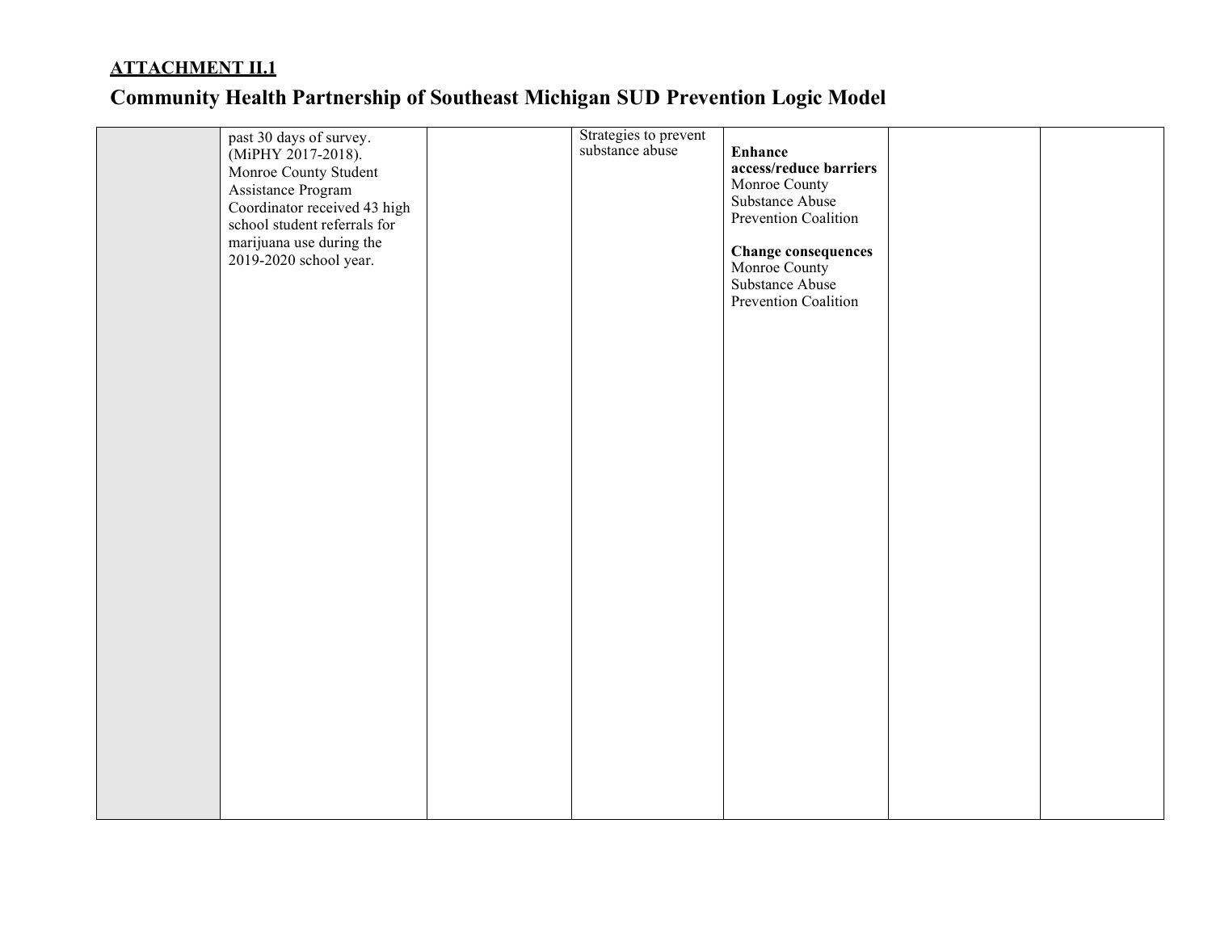**ATTACHMENT II.1**

## Community Health Partnership of Southeast Michigan SUD Prevention Logic Model

| | | | | | | |
|---|---|---|---|---|---|---|
| | past 30 days of survey. (MiPHY 2017-2018). Monroe County Student Assistance Program Coordinator received 43 high school student referrals for marijuana use during the 2019-2020 school year. | | Strategies to prevent substance abuse | **Enhance access/reduce barriers** Monroe County Substance Abuse Prevention Coalition<br><br>**Change consequences** Monroe County Substance Abuse Prevention Coalition | | |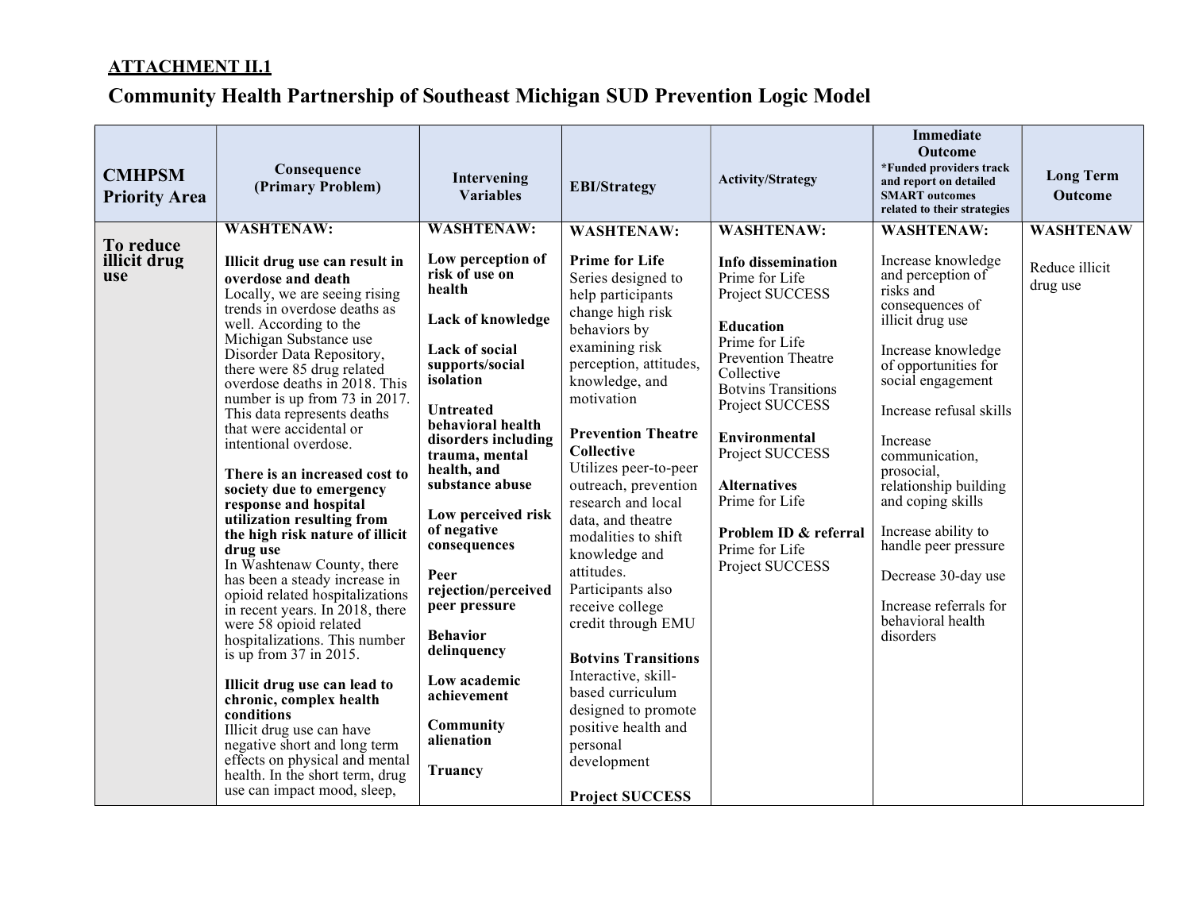**ATTACHMENT II.1**

# Community Health Partnership of Southeast Michigan SUD Prevention Logic Model

| CMHPSM Priority Area | Consequence (Primary Problem) | Intervening Variables | EBI/Strategy | Activity/Strategy | Immediate Outcome *Funded providers track and report on detailed SMART outcomes related to their strategies | Long Term Outcome |
|---|---|---|---|---|---|---|
| **To reduce illicit drug use** | **WASHTENAW:**<br><br>**Illicit drug use can result in overdose and death**<br>Locally, we are seeing rising trends in overdose deaths as well. According to the Michigan Substance use Disorder Data Repository, there were 85 drug related overdose deaths in 2018. This number is up from 73 in 2017. This data represents deaths that were accidental or intentional overdose.<br><br>**There is an increased cost to society due to emergency response and hospital utilization resulting from the high risk nature of illicit drug use**<br>In Washtenaw County, there has been a steady increase in opioid related hospitalizations in recent years. In 2018, there were 58 opioid related hospitalizations. This number is up from 37 in 2015.<br><br>**Illicit drug use can lead to chronic, complex health conditions**<br>Illicit drug use can have negative short and long term effects on physical and mental health. In the short term, drug use can impact mood, sleep, | **WASHTENAW:**<br><br>**Low perception of risk of use on health**<br><br>**Lack of knowledge**<br><br>**Lack of social supports/social isolation**<br><br>**Untreated behavioral health disorders including trauma, mental health, and substance abuse**<br><br>**Low perceived risk of negative consequences**<br><br>**Peer rejection/perceived peer pressure**<br><br>**Behavior delinquency**<br><br>**Low academic achievement**<br><br>**Community alienation**<br><br>**Truancy** | **WASHTENAW:**<br><br>**Prime for Life**<br>Series designed to help participants change high risk behaviors by examining risk perception, attitudes, knowledge, and motivation<br><br>**Prevention Theatre Collective**<br>Utilizes peer-to-peer outreach, prevention research and local data, and theatre modalities to shift knowledge and attitudes. Participants also receive college credit through EMU<br><br>**Botvins Transitions**<br>Interactive, skill-based curriculum designed to promote positive health and personal development<br><br>**Project SUCCESS** | **WASHTENAW:**<br><br>**Info dissemination**<br>Prime for Life<br>Project SUCCESS<br><br>**Education**<br>Prime for Life<br>Prevention Theatre Collective<br>Botvins Transitions<br>Project SUCCESS<br><br>**Environmental**<br>Project SUCCESS<br><br>**Alternatives**<br>Prime for Life<br><br>**Problem ID & referral**<br>Prime for Life<br>Project SUCCESS | **WASHTENAW:**<br><br>Increase knowledge and perception of risks and consequences of illicit drug use<br><br>Increase knowledge of opportunities for social engagement<br><br>Increase refusal skills<br><br>Increase communication, prosocial, relationship building and coping skills<br><br>Increase ability to handle peer pressure<br><br>Decrease 30-day use<br><br>Increase referrals for behavioral health disorders | **WASHTENAW**<br><br>Reduce illicit drug use |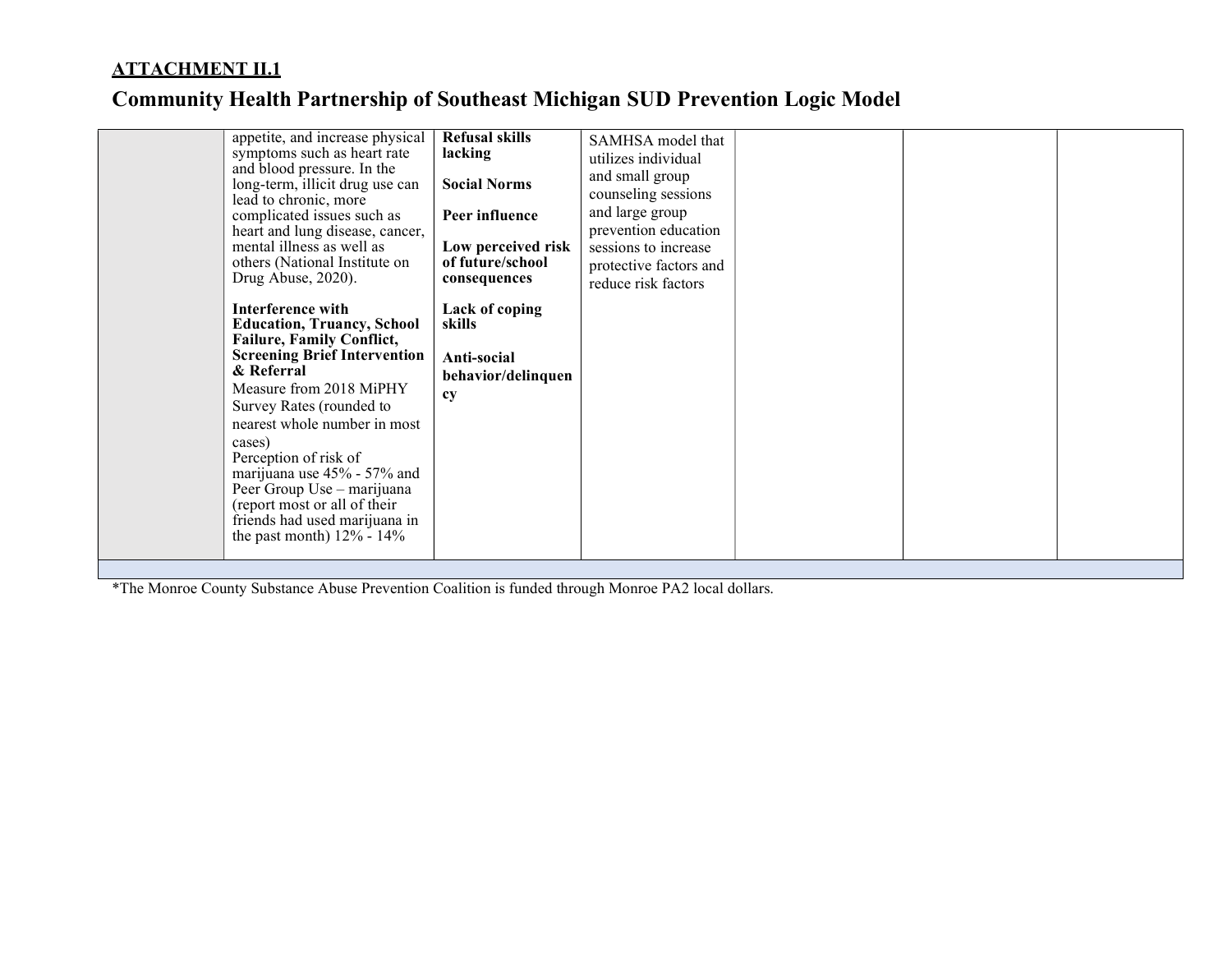**ATTACHMENT II.1**

# Community Health Partnership of Southeast Michigan SUD Prevention Logic Model

| | | | | | | |
|---|---|---|---|---|---|---|
| | appetite, and increase physical symptoms such as heart rate and blood pressure. In the long-term, illicit drug use can lead to chronic, more complicated issues such as heart and lung disease, cancer, mental illness as well as others (National Institute on Drug Abuse, 2020).<br><br>**Interference with Education, Truancy, School Failure, Family Conflict, Screening Brief Intervention & Referral**<br>Measure from 2018 MiPHY Survey Rates (rounded to nearest whole number in most cases)<br>Perception of risk of marijuana use 45% - 57% and Peer Group Use – marijuana (report most or all of their friends had used marijuana in the past month) 12% - 14% | **Refusal skills lacking**<br><br>**Social Norms**<br><br>**Peer influence**<br><br>**Low perceived risk of future/school consequences**<br><br>**Lack of coping skills**<br><br>**Anti-social behavior/delinquency** | SAMHSA model that utilizes individual and small group counseling sessions and large group prevention education sessions to increase protective factors and reduce risk factors | | | |
| | | | | | | |

*The Monroe County Substance Abuse Prevention Coalition is funded through Monroe PA2 local dollars.